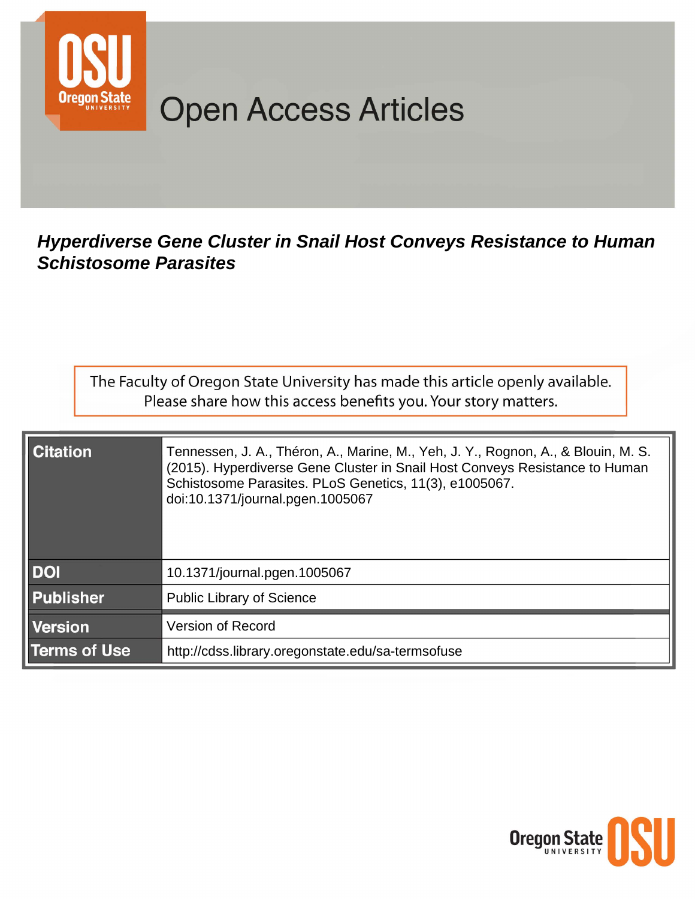Open Access Articles

# *Hyperdiverse Gene Cluster in Snail Host Conveys Resistance to Human Schistosome Parasites*

The Faculty of Oregon State University has made this article openly available. Please share how this access benefits you. Your story matters.

| | |
|---|---|
| **Citation** | Tennessen, J. A., Théron, A., Marine, M., Yeh, J. Y., Rognon, A., & Blouin, M. S. (2015). Hyperdiverse Gene Cluster in Snail Host Conveys Resistance to Human Schistosome Parasites. PLoS Genetics, 11(3), e1005067. doi:10.1371/journal.pgen.1005067 |
| **DOI** | 10.1371/journal.pgen.1005067 |
| **Publisher** | Public Library of Science |
| **Version** | Version of Record |
| **Terms of Use** | http://cdss.library.oregonstate.edu/sa-termsofuse |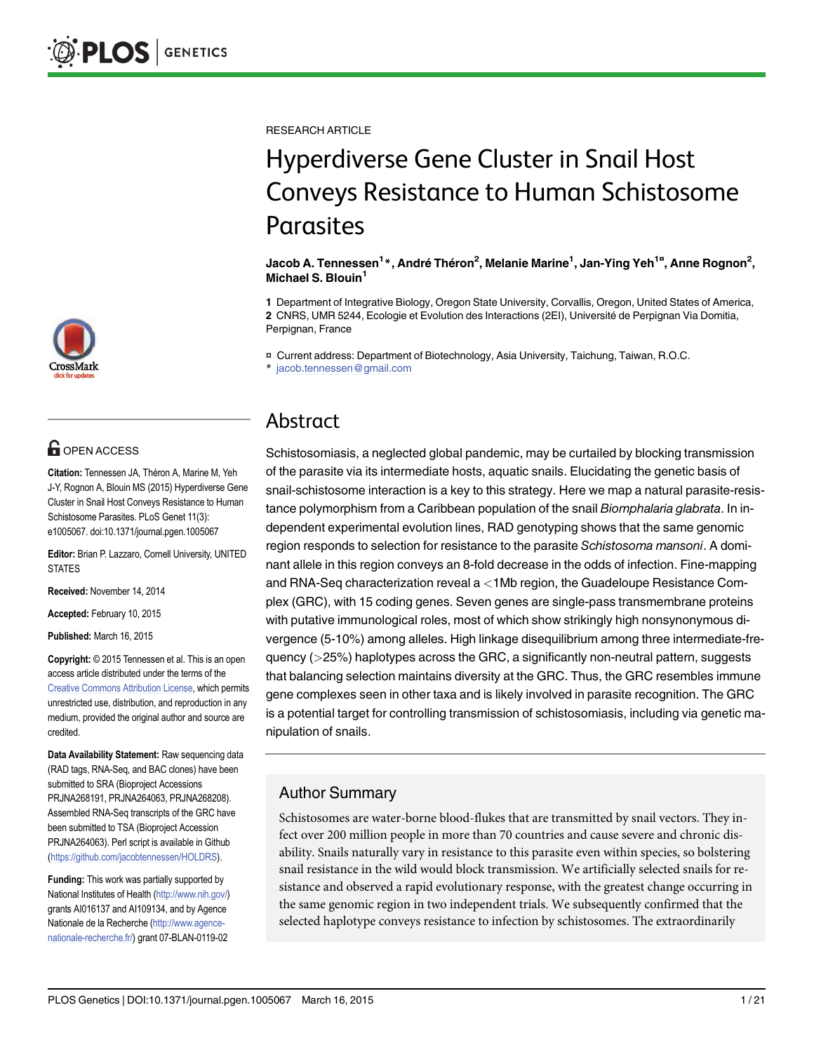RESEARCH ARTICLE

# Hyperdiverse Gene Cluster in Snail Host Conveys Resistance to Human Schistosome Parasites

**Jacob A. Tennessen[1]*, André Théron[2], Melanie Marine[1], Jan-Ying Yeh[1¤], Anne Rognon[2], Michael S. Blouin[1]**

**1** Department of Integrative Biology, Oregon State University, Corvallis, Oregon, United States of America, **2** CNRS, UMR 5244, Ecologie et Evolution des Interactions (2EI), Université de Perpignan Via Domitia, Perpignan, France

¤ Current address: Department of Biotechnology, Asia University, Taichung, Taiwan, R.O.C.
* jacob.tennessen@gmail.com

OPEN ACCESS

**Citation:** Tennessen JA, Théron A, Marine M, Yeh J-Y, Rognon A, Blouin MS (2015) Hyperdiverse Gene Cluster in Snail Host Conveys Resistance to Human Schistosome Parasites. PLoS Genet 11(3): e1005067. doi:10.1371/journal.pgen.1005067

**Editor:** Brian P. Lazzaro, Cornell University, UNITED STATES

**Received:** November 14, 2014

**Accepted:** February 10, 2015

**Published:** March 16, 2015

**Copyright:** © 2015 Tennessen et al. This is an open access article distributed under the terms of the Creative Commons Attribution License, which permits unrestricted use, distribution, and reproduction in any medium, provided the original author and source are credited.

**Data Availability Statement:** Raw sequencing data (RAD tags, RNA-Seq, and BAC clones) have been submitted to SRA (Bioproject Accessions PRJNA268191, PRJNA264063, PRJNA268208). Assembled RNA-Seq transcripts of the GRC have been submitted to TSA (Bioproject Accession PRJNA264063). Perl script is available in Github (https://github.com/jacobtennessen/HOLDRS).

**Funding:** This work was partially supported by National Institutes of Health (http://www.nih.gov/) grants AI016137 and AI109134, and by Agence Nationale de la Recherche (http://www.agence-nationale-recherche.fr/) grant 07-BLAN-0119-02

## Abstract

Schistosomiasis, a neglected global pandemic, may be curtailed by blocking transmission of the parasite via its intermediate hosts, aquatic snails. Elucidating the genetic basis of snail-schistosome interaction is a key to this strategy. Here we map a natural parasite-resistance polymorphism from a Caribbean population of the snail *Biomphalaria glabrata*. In independent experimental evolution lines, RAD genotyping shows that the same genomic region responds to selection for resistance to the parasite *Schistosoma mansoni*. A dominant allele in this region conveys an 8-fold decrease in the odds of infection. Fine-mapping and RNA-Seq characterization reveal a <1Mb region, the Guadeloupe Resistance Complex (GRC), with 15 coding genes. Seven genes are single-pass transmembrane proteins with putative immunological roles, most of which show strikingly high nonsynonymous divergence (5-10%) among alleles. High linkage disequilibrium among three intermediate-frequency (>25%) haplotypes across the GRC, a significantly non-neutral pattern, suggests that balancing selection maintains diversity at the GRC. Thus, the GRC resembles immune gene complexes seen in other taxa and is likely involved in parasite recognition. The GRC is a potential target for controlling transmission of schistosomiasis, including via genetic manipulation of snails.

## Author Summary

Schistosomes are water-borne blood-flukes that are transmitted by snail vectors. They infect over 200 million people in more than 70 countries and cause severe and chronic disability. Snails naturally vary in resistance to this parasite even within species, so bolstering snail resistance in the wild would block transmission. We artificially selected snails for resistance and observed a rapid evolutionary response, with the greatest change occurring in the same genomic region in two independent trials. We subsequently confirmed that the selected haplotype conveys resistance to infection by schistosomes. The extraordinarily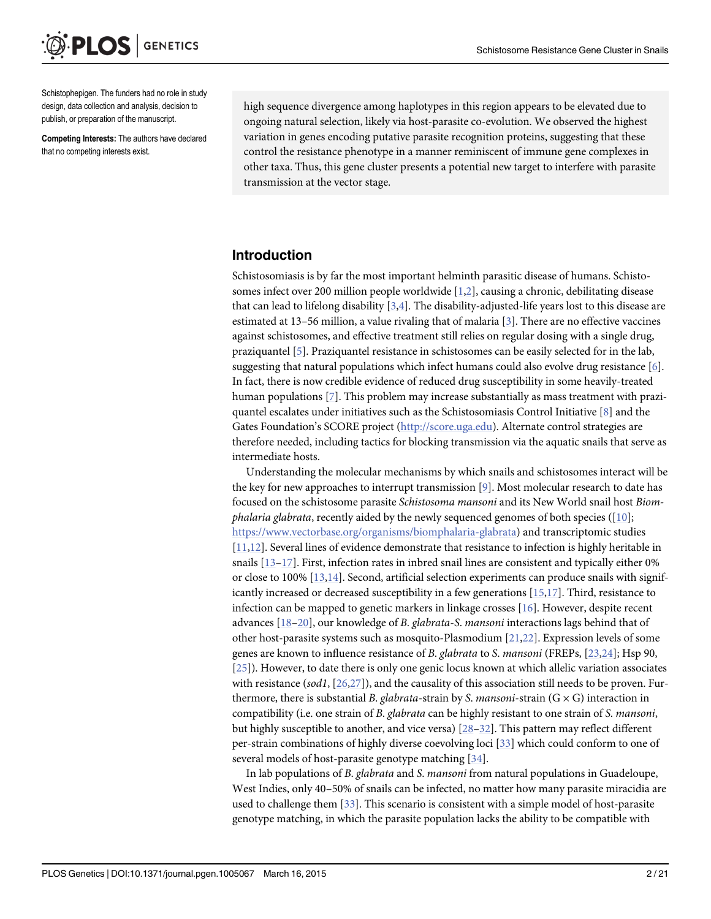Schistophepigen. The funders had no role in study design, data collection and analysis, decision to publish, or preparation of the manuscript.

**Competing Interests:** The authors have declared that no competing interests exist.

high sequence divergence among haplotypes in this region appears to be elevated due to ongoing natural selection, likely via host-parasite co-evolution. We observed the highest variation in genes encoding putative parasite recognition proteins, suggesting that these control the resistance phenotype in a manner reminiscent of immune gene complexes in other taxa. Thus, this gene cluster presents a potential new target to interfere with parasite transmission at the vector stage.

## Introduction

Schistosomiasis is by far the most important helminth parasitic disease of humans. Schistosomes infect over 200 million people worldwide [1,2], causing a chronic, debilitating disease that can lead to lifelong disability [3,4]. The disability-adjusted-life years lost to this disease are estimated at 13–56 million, a value rivaling that of malaria [3]. There are no effective vaccines against schistosomes, and effective treatment still relies on regular dosing with a single drug, praziquantel [5]. Praziquantel resistance in schistosomes can be easily selected for in the lab, suggesting that natural populations which infect humans could also evolve drug resistance [6]. In fact, there is now credible evidence of reduced drug susceptibility in some heavily-treated human populations [7]. This problem may increase substantially as mass treatment with praziquantel escalates under initiatives such as the Schistosomiasis Control Initiative [8] and the Gates Foundation's SCORE project (http://score.uga.edu). Alternate control strategies are therefore needed, including tactics for blocking transmission via the aquatic snails that serve as intermediate hosts.

Understanding the molecular mechanisms by which snails and schistosomes interact will be the key for new approaches to interrupt transmission [9]. Most molecular research to date has focused on the schistosome parasite *Schistosoma mansoni* and its New World snail host *Biomphalaria glabrata*, recently aided by the newly sequenced genomes of both species ([10]; https://www.vectorbase.org/organisms/biomphalaria-glabrata) and transcriptomic studies [11,12]. Several lines of evidence demonstrate that resistance to infection is highly heritable in snails [13–17]. First, infection rates in inbred snail lines are consistent and typically either 0% or close to 100% [13,14]. Second, artificial selection experiments can produce snails with significantly increased or decreased susceptibility in a few generations [15,17]. Third, resistance to infection can be mapped to genetic markers in linkage crosses [16]. However, despite recent advances [18–20], our knowledge of *B. glabrata*-*S. mansoni* interactions lags behind that of other host-parasite systems such as mosquito-Plasmodium [21,22]. Expression levels of some genes are known to influence resistance of *B. glabrata* to *S. mansoni* (FREPs, [23,24]; Hsp 90, [25]). However, to date there is only one genic locus known at which allelic variation associates with resistance (*sod1*, [26,27]), and the causality of this association still needs to be proven. Furthermore, there is substantial *B. glabrata*-strain by *S. mansoni*-strain (G × G) interaction in compatibility (i.e. one strain of *B. glabrata* can be highly resistant to one strain of *S. mansoni*, but highly susceptible to another, and vice versa) [28–32]. This pattern may reflect different per-strain combinations of highly diverse coevolving loci [33] which could conform to one of several models of host-parasite genotype matching [34].

In lab populations of *B. glabrata* and *S. mansoni* from natural populations in Guadeloupe, West Indies, only 40–50% of snails can be infected, no matter how many parasite miracidia are used to challenge them [33]. This scenario is consistent with a simple model of host-parasite genotype matching, in which the parasite population lacks the ability to be compatible with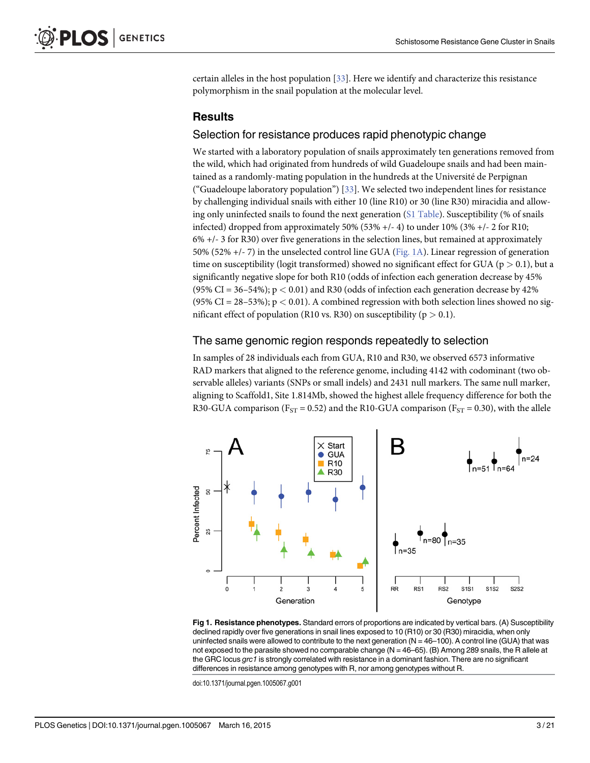certain alleles in the host population [33]. Here we identify and characterize this resistance polymorphism in the snail population at the molecular level.

## Results

### Selection for resistance produces rapid phenotypic change

We started with a laboratory population of snails approximately ten generations removed from the wild, which had originated from hundreds of wild Guadeloupe snails and had been maintained as a randomly-mating population in the hundreds at the Université de Perpignan ("Guadeloupe laboratory population") [33]. We selected two independent lines for resistance by challenging individual snails with either 10 (line R10) or 30 (line R30) miracidia and allowing only uninfected snails to found the next generation (S1 Table). Susceptibility (% of snails infected) dropped from approximately 50% (53% +/- 4) to under 10% (3% +/- 2 for R10; 6% +/- 3 for R30) over five generations in the selection lines, but remained at approximately 50% (52% +/- 7) in the unselected control line GUA (Fig. 1A). Linear regression of generation time on susceptibility (logit transformed) showed no significant effect for GUA ($p > 0.1$), but a significantly negative slope for both R10 (odds of infection each generation decrease by 45% (95% CI = 36–54%); $p < 0.01$) and R30 (odds of infection each generation decrease by 42% (95% CI = 28–53%); $p < 0.01$). A combined regression with both selection lines showed no significant effect of population (R10 vs. R30) on susceptibility ($p > 0.1$).

### The same genomic region responds repeatedly to selection

In samples of 28 individuals each from GUA, R10 and R30, we observed 6573 informative RAD markers that aligned to the reference genome, including 4142 with codominant (two observable alleles) variants (SNPs or small indels) and 2431 null markers. The same null marker, aligning to Scaffold1, Site 1.814Mb, showed the highest allele frequency difference for both the R30-GUA comparison ($F_{ST} = 0.52$) and the R10-GUA comparison ($F_{ST} = 0.30$), with the allele

**Fig 1. Resistance phenotypes.** Standard errors of proportions are indicated by vertical bars. (A) Susceptibility declined rapidly over five generations in snail lines exposed to 10 (R10) or 30 (R30) miracidia, when only uninfected snails were allowed to contribute to the next generation (N = 46–100). A control line (GUA) that was not exposed to the parasite showed no comparable change (N = 46–65). (B) Among 289 snails, the R allele at the GRC locus *grc1* is strongly correlated with resistance in a dominant fashion. There are no significant differences in resistance among genotypes with R, nor among genotypes without R.

doi:10.1371/journal.pgen.1005067.g001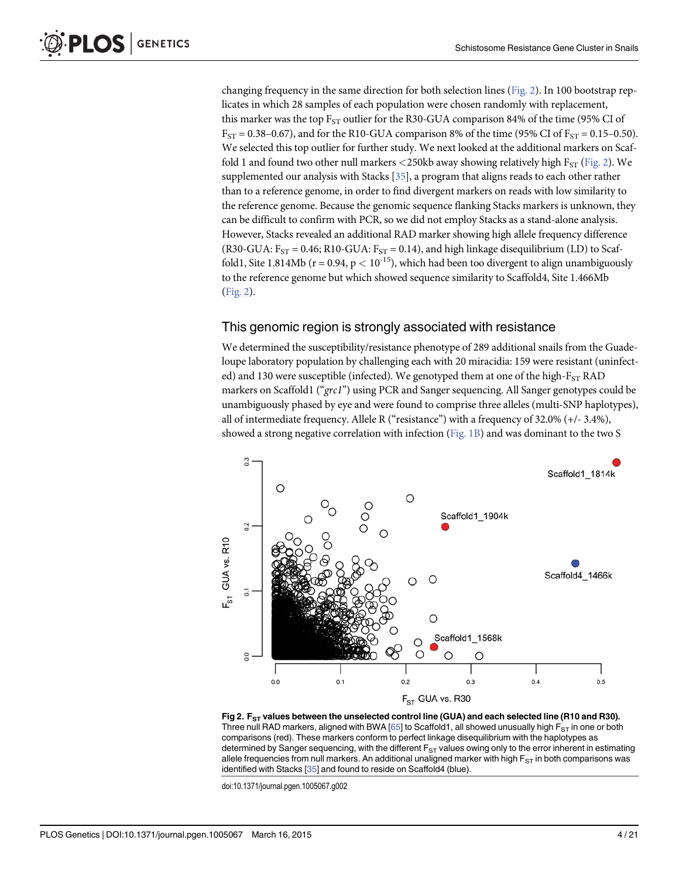changing frequency in the same direction for both selection lines (Fig. 2). In 100 bootstrap replicates in which 28 samples of each population were chosen randomly with replacement, this marker was the top $F_{ST}$ outlier for the R30-GUA comparison 84% of the time (95% CI of $F_{ST} = 0.38–0.67$), and for the R10-GUA comparison 8% of the time (95% CI of $F_{ST} = 0.15–0.50$). We selected this top outlier for further study. We next looked at the additional markers on Scaffold 1 and found two other null markers <250kb away showing relatively high $F_{ST}$ (Fig. 2). We supplemented our analysis with Stacks [35], a program that aligns reads to each other rather than to a reference genome, in order to find divergent markers on reads with low similarity to the reference genome. Because the genomic sequence flanking Stacks markers is unknown, they can be difficult to confirm with PCR, so we did not employ Stacks as a stand-alone analysis. However, Stacks revealed an additional RAD marker showing high allele frequency difference (R30-GUA: $F_{ST} = 0.46$; R10-GUA: $F_{ST} = 0.14$), and high linkage disequilibrium (LD) to Scaffold1, Site 1.814Mb ($r = 0.94$, $p < 10^{-15}$), which had been too divergent to align unambiguously to the reference genome but which showed sequence similarity to Scaffold4, Site 1.466Mb (Fig. 2).

## This genomic region is strongly associated with resistance

We determined the susceptibility/resistance phenotype of 289 additional snails from the Guadeloupe laboratory population by challenging each with 20 miracidia: 159 were resistant (uninfected) and 130 were susceptible (infected). We genotyped them at one of the high-$F_{ST}$ RAD markers on Scaffold1 ("*grc1*") using PCR and Sanger sequencing. All Sanger genotypes could be unambiguously phased by eye and were found to comprise three alleles (multi-SNP haplotypes), all of intermediate frequency. Allele R ("resistance") with a frequency of 32.0% (+/- 3.4%), showed a strong negative correlation with infection (Fig. 1B) and was dominant to the two S

**Fig 2. $F_{ST}$ values between the unselected control line (GUA) and each selected line (R10 and R30).** Three null RAD markers, aligned with BWA [65] to Scaffold1, all showed unusually high $F_{ST}$ in one or both comparisons (red). These markers conform to perfect linkage disequilibrium with the haplotypes as determined by Sanger sequencing, with the different $F_{ST}$ values owing only to the error inherent in estimating allele frequencies from null markers. An additional unaligned marker with high $F_{ST}$ in both comparisons was identified with Stacks [35] and found to reside on Scaffold4 (blue).

doi:10.1371/journal.pgen.1005067.g002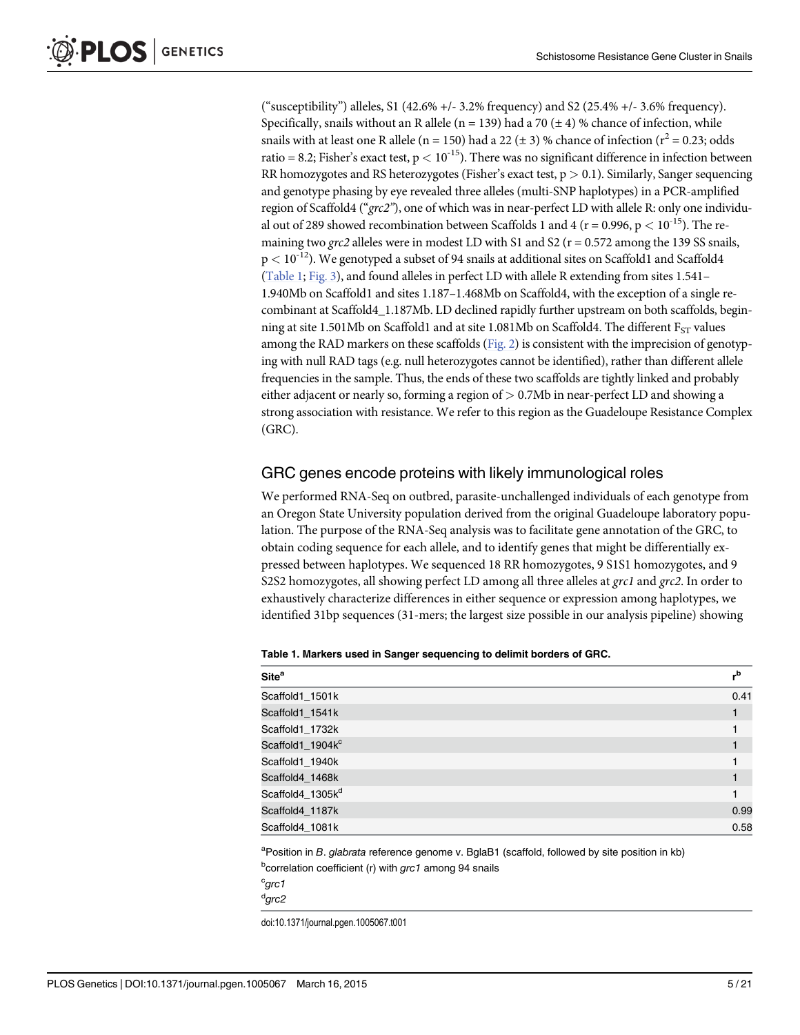("susceptibility") alleles, S1 (42.6% +/- 3.2% frequency) and S2 (25.4% +/- 3.6% frequency). Specifically, snails without an R allele (n = 139) had a 70 (± 4) % chance of infection, while snails with at least one R allele (n = 150) had a 22 (± 3) % chance of infection ($r^2 = 0.23$; odds ratio = 8.2; Fisher's exact test, $p < 10^{-15}$). There was no significant difference in infection between RR homozygotes and RS heterozygotes (Fisher's exact test, $p > 0.1$). Similarly, Sanger sequencing and genotype phasing by eye revealed three alleles (multi-SNP haplotypes) in a PCR-amplified region of Scaffold4 ("*grc2*"), one of which was in near-perfect LD with allele R: only one individual out of 289 showed recombination between Scaffolds 1 and 4 ($r = 0.996$, $p < 10^{-15}$). The remaining two *grc2* alleles were in modest LD with S1 and S2 ($r = 0.572$ among the 139 SS snails, $p < 10^{-12}$). We genotyped a subset of 94 snails at additional sites on Scaffold1 and Scaffold4 (Table 1; Fig. 3), and found alleles in perfect LD with allele R extending from sites 1.541–1.940Mb on Scaffold1 and sites 1.187–1.468Mb on Scaffold4, with the exception of a single recombinant at Scaffold4_1.187Mb. LD declined rapidly further upstream on both scaffolds, beginning at site 1.501Mb on Scaffold1 and at site 1.081Mb on Scaffold4. The different $F_{ST}$ values among the RAD markers on these scaffolds (Fig. 2) is consistent with the imprecision of genotyping with null RAD tags (e.g. null heterozygotes cannot be identified), rather than different allele frequencies in the sample. Thus, the ends of these two scaffolds are tightly linked and probably either adjacent or nearly so, forming a region of > 0.7Mb in near-perfect LD and showing a strong association with resistance. We refer to this region as the Guadeloupe Resistance Complex (GRC).

## GRC genes encode proteins with likely immunological roles

We performed RNA-Seq on outbred, parasite-unchallenged individuals of each genotype from an Oregon State University population derived from the original Guadeloupe laboratory population. The purpose of the RNA-Seq analysis was to facilitate gene annotation of the GRC, to obtain coding sequence for each allele, and to identify genes that might be differentially expressed between haplotypes. We sequenced 18 RR homozygotes, 9 S1S1 homozygotes, and 9 S2S2 homozygotes, all showing perfect LD among all three alleles at *grc1* and *grc2*. In order to exhaustively characterize differences in either sequence or expression among haplotypes, we identified 31bp sequences (31-mers; the largest size possible in our analysis pipeline) showing

**Table 1. Markers used in Sanger sequencing to delimit borders of GRC.**

| Site[a] | r[b] |
|---|---|
| Scaffold1_1501k | 0.41 |
| Scaffold1_1541k | 1 |
| Scaffold1_1732k | 1 |
| Scaffold1_1904k[c] | 1 |
| Scaffold1_1940k | 1 |
| Scaffold4_1468k | 1 |
| Scaffold4_1305k[d] | 1 |
| Scaffold4_1187k | 0.99 |
| Scaffold4_1081k | 0.58 |

[a]Position in *B. glabrata* reference genome v. BglaB1 (scaffold, followed by site position in kb)

[b]correlation coefficient (r) with *grc1* among 94 snails

[c]*grc1*

[d]*grc2*

doi:10.1371/journal.pgen.1005067.t001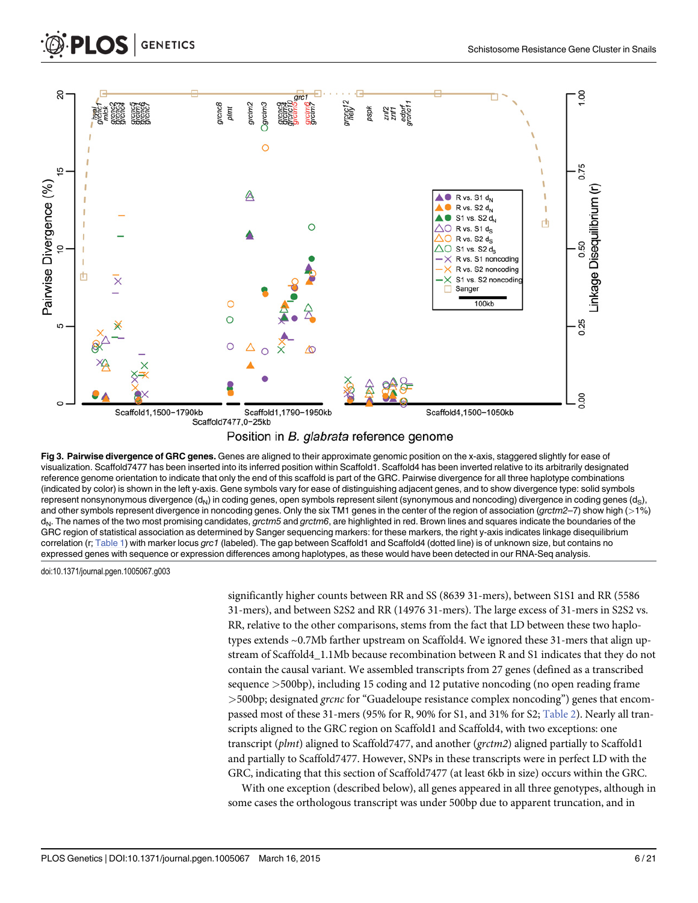**Fig 3. Pairwise divergence of GRC genes.** Genes are aligned to their approximate genomic position on the x-axis, staggered slightly for ease of visualization. Scaffold7477 has been inserted into its inferred position within Scaffold1. Scaffold4 has been inverted relative to its arbitrarily designated reference genome orientation to indicate that only the end of this scaffold is part of the GRC. Pairwise divergence for all three haplotype combinations (indicated by color) is shown in the left y-axis. Gene symbols vary for ease of distinguishing adjacent genes, and to show divergence type: solid symbols represent nonsynonymous divergence ($d_N$) in coding genes, open symbols represent silent (synonymous and noncoding) divergence in coding genes ($d_S$), and other symbols represent divergence in noncoding genes. Only the six TM1 genes in the center of the region of association (*grctm2*–*7*) show high (>1%) $d_N$. The names of the two most promising candidates, *grctm5* and *grctm6*, are highlighted in red. Brown lines and squares indicate the boundaries of the GRC region of statistical association as determined by Sanger sequencing markers: for these markers, the right y-axis indicates linkage disequilibrium correlation (r; Table 1) with marker locus *grc1* (labeled). The gap between Scaffold1 and Scaffold4 (dotted line) is of unknown size, but contains no expressed genes with sequence or expression differences among haplotypes, as these would have been detected in our RNA-Seq analysis.

doi:10.1371/journal.pgen.1005067.g003

significantly higher counts between RR and SS (8639 31-mers), between S1S1 and RR (5586 31-mers), and between S2S2 and RR (14976 31-mers). The large excess of 31-mers in S2S2 vs. RR, relative to the other comparisons, stems from the fact that LD between these two haplotypes extends ~0.7Mb farther upstream on Scaffold4. We ignored these 31-mers that align upstream of Scaffold4_1.1Mb because recombination between R and S1 indicates that they do not contain the causal variant. We assembled transcripts from 27 genes (defined as a transcribed sequence >500bp), including 15 coding and 12 putative noncoding (no open reading frame >500bp; designated *grcnc* for "Guadeloupe resistance complex noncoding") genes that encompassed most of these 31-mers (95% for R, 90% for S1, and 31% for S2; Table 2). Nearly all transcripts aligned to the GRC region on Scaffold1 and Scaffold4, with two exceptions: one transcript (*plmt*) aligned to Scaffold7477, and another (*grctm2*) aligned partially to Scaffold1 and partially to Scaffold7477. However, SNPs in these transcripts were in perfect LD with the GRC, indicating that this section of Scaffold7477 (at least 6kb in size) occurs within the GRC.

With one exception (described below), all genes appeared in all three genotypes, although in some cases the orthologous transcript was under 500bp due to apparent truncation, and in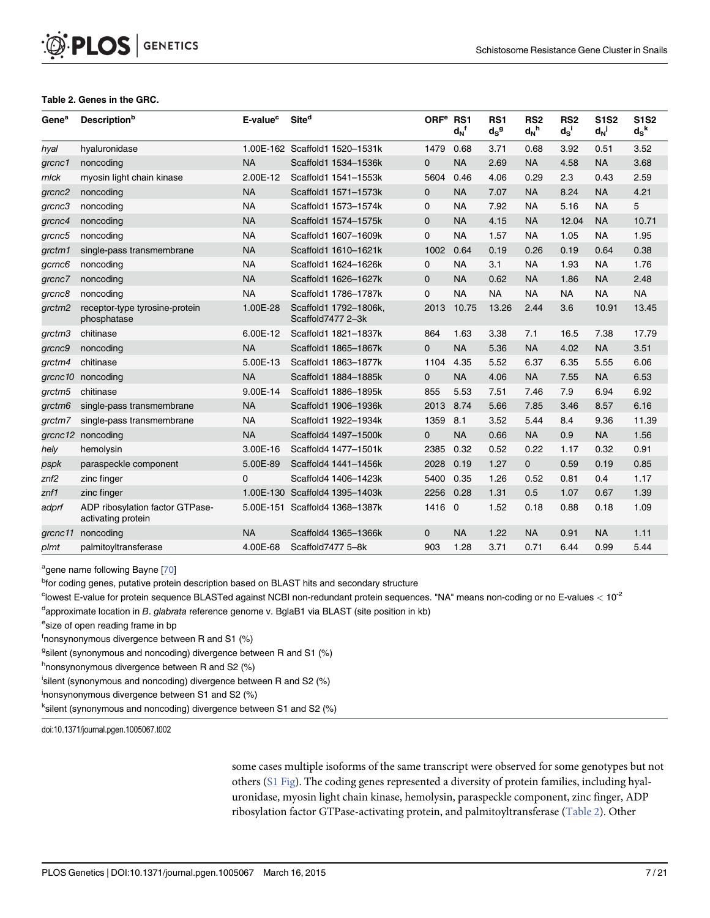**Table 2. Genes in the GRC.**

| Gene[a] | Description[b] | E-value[c] | Site[d] | ORF[e] | RS1 $d_N$[f] | RS1 $d_S$[g] | RS2 $d_N$[h] | RS2 $d_S$[i] | S1S2 $d_N$[j] | S1S2 $d_S$[k] |
|---|---|---|---|---|---|---|---|---|---|---|
| *hyal* | hyaluronidase | 1.00E-162 | Scaffold1 1520–1531k | 1479 | 0.68 | 3.71 | 0.68 | 3.92 | 0.51 | 3.52 |
| *grcnc1* | noncoding | NA | Scaffold1 1534–1536k | 0 | NA | 2.69 | NA | 4.58 | NA | 3.68 |
| *mlck* | myosin light chain kinase | 2.00E-12 | Scaffold1 1541–1553k | 5604 | 0.46 | 4.06 | 0.29 | 2.3 | 0.43 | 2.59 |
| *grcnc2* | noncoding | NA | Scaffold1 1571–1573k | 0 | NA | 7.07 | NA | 8.24 | NA | 4.21 |
| *grcnc3* | noncoding | NA | Scaffold1 1573–1574k | 0 | NA | 7.92 | NA | 5.16 | NA | 5 |
| *grcnc4* | noncoding | NA | Scaffold1 1574–1575k | 0 | NA | 4.15 | NA | 12.04 | NA | 10.71 |
| *grcnc5* | noncoding | NA | Scaffold1 1607–1609k | 0 | NA | 1.57 | NA | 1.05 | NA | 1.95 |
| *grctm1* | single-pass transmembrane | NA | Scaffold1 1610–1621k | 1002 | 0.64 | 0.19 | 0.26 | 0.19 | 0.64 | 0.38 |
| *gcrnc6* | noncoding | NA | Scaffold1 1624–1626k | 0 | NA | 3.1 | NA | 1.93 | NA | 1.76 |
| *grcnc7* | noncoding | NA | Scaffold1 1626–1627k | 0 | NA | 0.62 | NA | 1.86 | NA | 2.48 |
| *grcnc8* | noncoding | NA | Scaffold1 1786–1787k | 0 | NA | NA | NA | NA | NA | NA |
| *grctm2* | receptor-type tyrosine-protein phosphatase | 1.00E-28 | Scaffold1 1792–1806k, Scaffold7477 2–3k | 2013 | 10.75 | 13.26 | 2.44 | 3.6 | 10.91 | 13.45 |
| *grctm3* | chitinase | 6.00E-12 | Scaffold1 1821–1837k | 864 | 1.63 | 3.38 | 7.1 | 16.5 | 7.38 | 17.79 |
| *grcnc9* | noncoding | NA | Scaffold1 1865–1867k | 0 | NA | 5.36 | NA | 4.02 | NA | 3.51 |
| *grctm4* | chitinase | 5.00E-13 | Scaffold1 1863–1877k | 1104 | 4.35 | 5.52 | 6.37 | 6.35 | 5.55 | 6.06 |
| *grcnc10* | noncoding | NA | Scaffold1 1884–1885k | 0 | NA | 4.06 | NA | 7.55 | NA | 6.53 |
| *grctm5* | chitinase | 9.00E-14 | Scaffold1 1886–1895k | 855 | 5.53 | 7.51 | 7.46 | 7.9 | 6.94 | 6.92 |
| *grctm6* | single-pass transmembrane | NA | Scaffold1 1906–1936k | 2013 | 8.74 | 5.66 | 7.85 | 3.46 | 8.57 | 6.16 |
| *grctm7* | single-pass transmembrane | NA | Scaffold1 1922–1934k | 1359 | 8.1 | 3.52 | 5.44 | 8.4 | 9.36 | 11.39 |
| *grcnc12* | noncoding | NA | Scaffold4 1497–1500k | 0 | NA | 0.66 | NA | 0.9 | NA | 1.56 |
| *hely* | hemolysin | 3.00E-16 | Scaffold4 1477–1501k | 2385 | 0.32 | 0.52 | 0.22 | 1.17 | 0.32 | 0.91 |
| *pspk* | paraspeckle component | 5.00E-89 | Scaffold4 1441–1456k | 2028 | 0.19 | 1.27 | 0 | 0.59 | 0.19 | 0.85 |
| *znf2* | zinc finger | 0 | Scaffold4 1406–1423k | 5400 | 0.35 | 1.26 | 0.52 | 0.81 | 0.4 | 1.17 |
| *znf1* | zinc finger | 1.00E-130 | Scaffold4 1395–1403k | 2256 | 0.28 | 1.31 | 0.5 | 1.07 | 0.67 | 1.39 |
| *adprf* | ADP ribosylation factor GTPase-activating protein | 5.00E-151 | Scaffold4 1368–1387k | 1416 | 0 | 1.52 | 0.18 | 0.88 | 0.18 | 1.09 |
| *grcnc11* | noncoding | NA | Scaffold4 1365–1366k | 0 | NA | 1.22 | NA | 0.91 | NA | 1.11 |
| *plmt* | palmitoyltransferase | 4.00E-68 | Scaffold7477 5–8k | 903 | 1.28 | 3.71 | 0.71 | 6.44 | 0.99 | 5.44 |

[a]gene name following Bayne [70]

[b]for coding genes, putative protein description based on BLAST hits and secondary structure

[c]lowest E-value for protein sequence BLASTed against NCBI non-redundant protein sequences. "NA" means non-coding or no E-values < $10^{-2}$

[d]approximate location in *B. glabrata* reference genome v. BglaB1 via BLAST (site position in kb)

[e]size of open reading frame in bp

[f]nonsynonymous divergence between R and S1 (%)

[g]silent (synonymous and noncoding) divergence between R and S1 (%)

[h]nonsynonymous divergence between R and S2 (%)

[i]silent (synonymous and noncoding) divergence between R and S2 (%)

[j]nonsynonymous divergence between S1 and S2 (%)

[k]silent (synonymous and noncoding) divergence between S1 and S2 (%)

doi:10.1371/journal.pgen.1005067.t002

some cases multiple isoforms of the same transcript were observed for some genotypes but not others (S1 Fig). The coding genes represented a diversity of protein families, including hyaluronidase, myosin light chain kinase, hemolysin, paraspeckle component, zinc finger, ADP ribosylation factor GTPase-activating protein, and palmitoyltransferase (Table 2). Other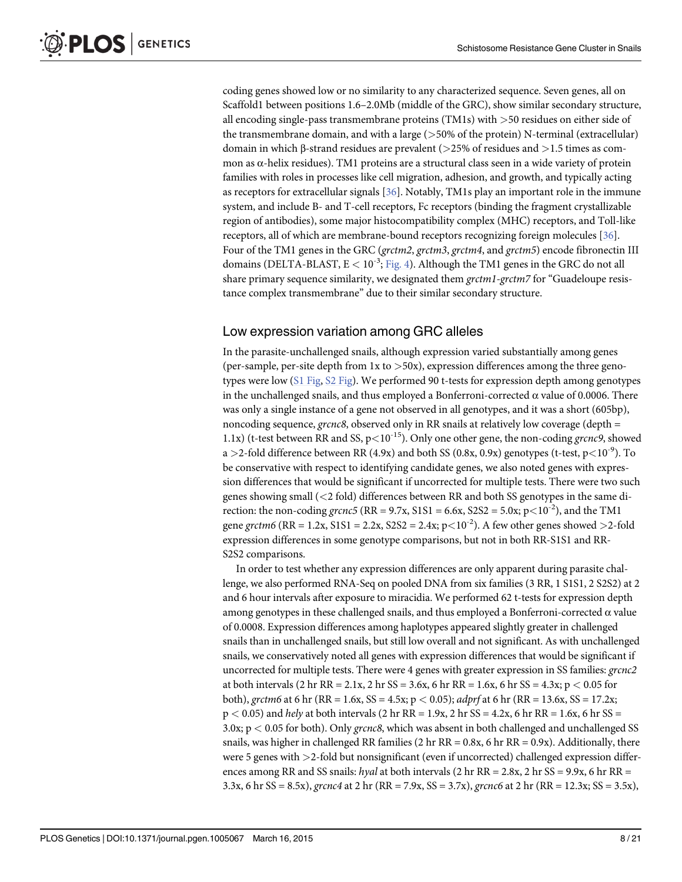coding genes showed low or no similarity to any characterized sequence. Seven genes, all on Scaffold1 between positions 1.6–2.0Mb (middle of the GRC), show similar secondary structure, all encoding single-pass transmembrane proteins (TM1s) with >50 residues on either side of the transmembrane domain, and with a large (>50% of the protein) N-terminal (extracellular) domain in which β-strand residues are prevalent (>25% of residues and >1.5 times as common as α-helix residues). TM1 proteins are a structural class seen in a wide variety of protein families with roles in processes like cell migration, adhesion, and growth, and typically acting as receptors for extracellular signals [36]. Notably, TM1s play an important role in the immune system, and include B- and T-cell receptors, Fc receptors (binding the fragment crystallizable region of antibodies), some major histocompatibility complex (MHC) receptors, and Toll-like receptors, all of which are membrane-bound receptors recognizing foreign molecules [36]. Four of the TM1 genes in the GRC (*grctm2*, *grctm3*, *grctm4*, and *grctm5*) encode fibronectin III domains (DELTA-BLAST, $E < 10^{-3}$; Fig. 4). Although the TM1 genes in the GRC do not all share primary sequence similarity, we designated them *grctm1-grctm7* for "Guadeloupe resistance complex transmembrane" due to their similar secondary structure.

## Low expression variation among GRC alleles

In the parasite-unchallenged snails, although expression varied substantially among genes (per-sample, per-site depth from 1x to >50x), expression differences among the three genotypes were low (S1 Fig, S2 Fig). We performed 90 t-tests for expression depth among genotypes in the unchallenged snails, and thus employed a Bonferroni-corrected α value of 0.0006. There was only a single instance of a gene not observed in all genotypes, and it was a short (605bp), noncoding sequence, *grcnc8*, observed only in RR snails at relatively low coverage (depth = 1.1x) (t-test between RR and SS, $p < 10^{-15}$). Only one other gene, the non-coding *grcnc9*, showed a >2-fold difference between RR (4.9x) and both SS (0.8x, 0.9x) genotypes (t-test, $p < 10^{-9}$). To be conservative with respect to identifying candidate genes, we also noted genes with expression differences that would be significant if uncorrected for multiple tests. There were two such genes showing small (<2 fold) differences between RR and both SS genotypes in the same direction: the non-coding *grcnc5* (RR = 9.7x, S1S1 = 6.6x, S2S2 = 5.0x; $p < 10^{-2}$), and the TM1 gene *grctm6* (RR = 1.2x, S1S1 = 2.2x, S2S2 = 2.4x; $p < 10^{-2}$). A few other genes showed >2-fold expression differences in some genotype comparisons, but not in both RR-S1S1 and RR-S2S2 comparisons.

In order to test whether any expression differences are only apparent during parasite challenge, we also performed RNA-Seq on pooled DNA from six families (3 RR, 1 S1S1, 2 S2S2) at 2 and 6 hour intervals after exposure to miracidia. We performed 62 t-tests for expression depth among genotypes in these challenged snails, and thus employed a Bonferroni-corrected α value of 0.0008. Expression differences among haplotypes appeared slightly greater in challenged snails than in unchallenged snails, but still low overall and not significant. As with unchallenged snails, we conservatively noted all genes with expression differences that would be significant if uncorrected for multiple tests. There were 4 genes with greater expression in SS families: *grcnc2* at both intervals (2 hr RR = 2.1x, 2 hr SS = 3.6x, 6 hr RR = 1.6x, 6 hr SS = 4.3x; $p < 0.05$ for both), *grctm6* at 6 hr (RR = 1.6x, SS = 4.5x; $p < 0.05$); *adprf* at 6 hr (RR = 13.6x, SS = 17.2x; $p < 0.05$) and *hely* at both intervals (2 hr RR = 1.9x, 2 hr SS = 4.2x, 6 hr RR = 1.6x, 6 hr SS = 3.0x; $p < 0.05$ for both). Only *grcnc8*, which was absent in both challenged and unchallenged SS snails, was higher in challenged RR families (2 hr RR = 0.8x, 6 hr RR = 0.9x). Additionally, there were 5 genes with >2-fold but nonsignificant (even if uncorrected) challenged expression differences among RR and SS snails: *hyal* at both intervals (2 hr RR = 2.8x, 2 hr SS = 9.9x, 6 hr RR = 3.3x, 6 hr SS = 8.5x), *grcnc4* at 2 hr (RR = 7.9x, SS = 3.7x), *grcnc6* at 2 hr (RR = 12.3x; SS = 3.5x),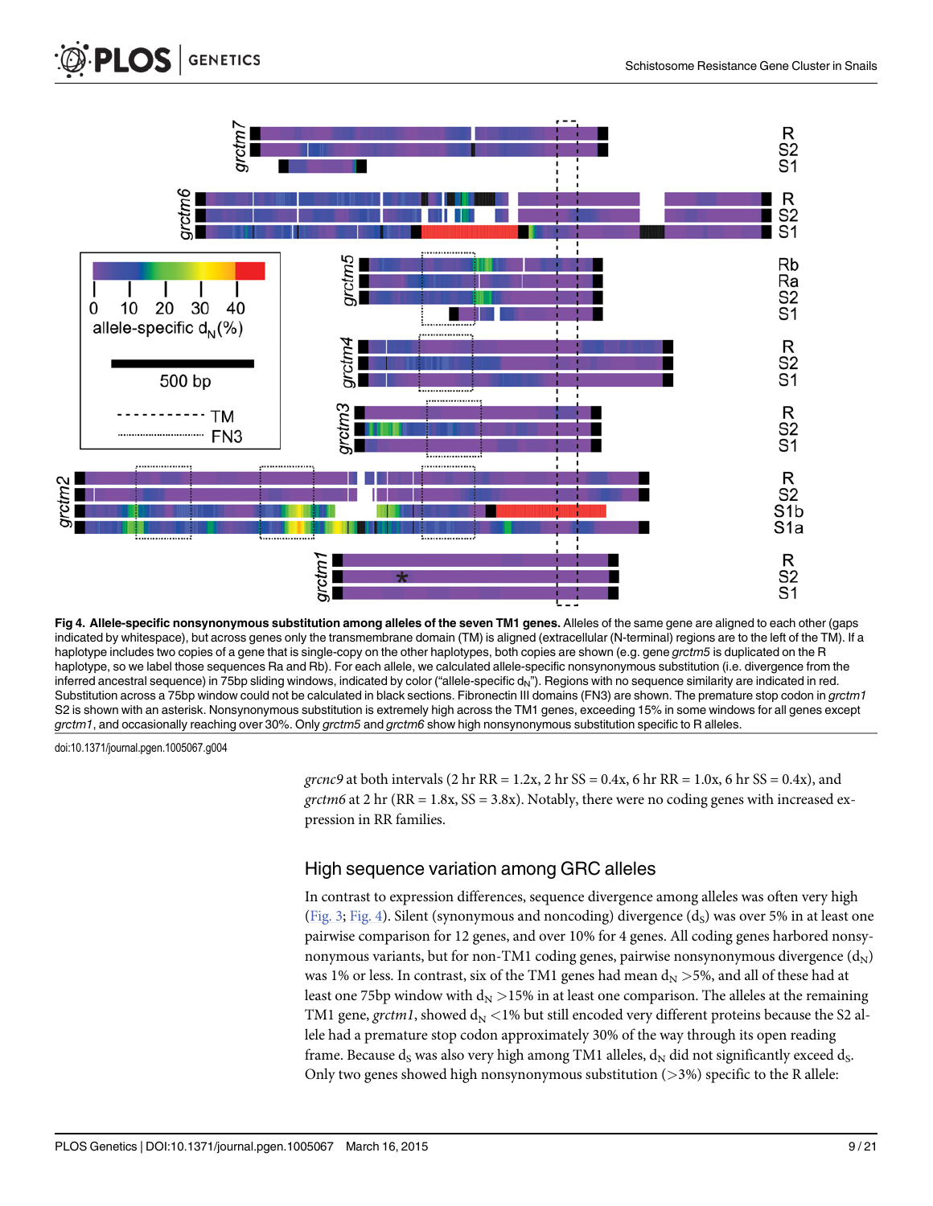**Fig 4. Allele-specific nonsynonymous substitution among alleles of the seven TM1 genes.** Alleles of the same gene are aligned to each other (gaps indicated by whitespace), but across genes only the transmembrane domain (TM) is aligned (extracellular (N-terminal) regions are to the left of the TM). If a haplotype includes two copies of a gene that is single-copy on the other haplotypes, both copies are shown (e.g. gene *grctm5* is duplicated on the R haplotype, so we label those sequences Ra and Rb). For each allele, we calculated allele-specific nonsynonymous substitution (i.e. divergence from the inferred ancestral sequence) in 75bp sliding windows, indicated by color ("allele-specific $d_N$"). Regions with no sequence similarity are indicated in red. Substitution across a 75bp window could not be calculated in black sections. Fibronectin III domains (FN3) are shown. The premature stop codon in *grctm1* S2 is shown with an asterisk. Nonsynonymous substitution is extremely high across the TM1 genes, exceeding 15% in some windows for all genes except *grctm1*, and occasionally reaching over 30%. Only *grctm5* and *grctm6* show high nonsynonymous substitution specific to R alleles.

doi:10.1371/journal.pgen.1005067.g004

*grcnc9* at both intervals (2 hr RR = 1.2x, 2 hr SS = 0.4x, 6 hr RR = 1.0x, 6 hr SS = 0.4x), and *grctm6* at 2 hr (RR = 1.8x, SS = 3.8x). Notably, there were no coding genes with increased expression in RR families.

## High sequence variation among GRC alleles

In contrast to expression differences, sequence divergence among alleles was often very high (Fig. 3; Fig. 4). Silent (synonymous and noncoding) divergence ($d_S$) was over 5% in at least one pairwise comparison for 12 genes, and over 10% for 4 genes. All coding genes harbored nonsynonymous variants, but for non-TM1 coding genes, pairwise nonsynonymous divergence ($d_N$) was 1% or less. In contrast, six of the TM1 genes had mean $d_N$ >5%, and all of these had at least one 75bp window with $d_N$ >15% in at least one comparison. The alleles at the remaining TM1 gene, *grctm1*, showed $d_N$ <1% but still encoded very different proteins because the S2 allele had a premature stop codon approximately 30% of the way through its open reading frame. Because $d_S$ was also very high among TM1 alleles, $d_N$ did not significantly exceed $d_S$. Only two genes showed high nonsynonymous substitution (>3%) specific to the R allele: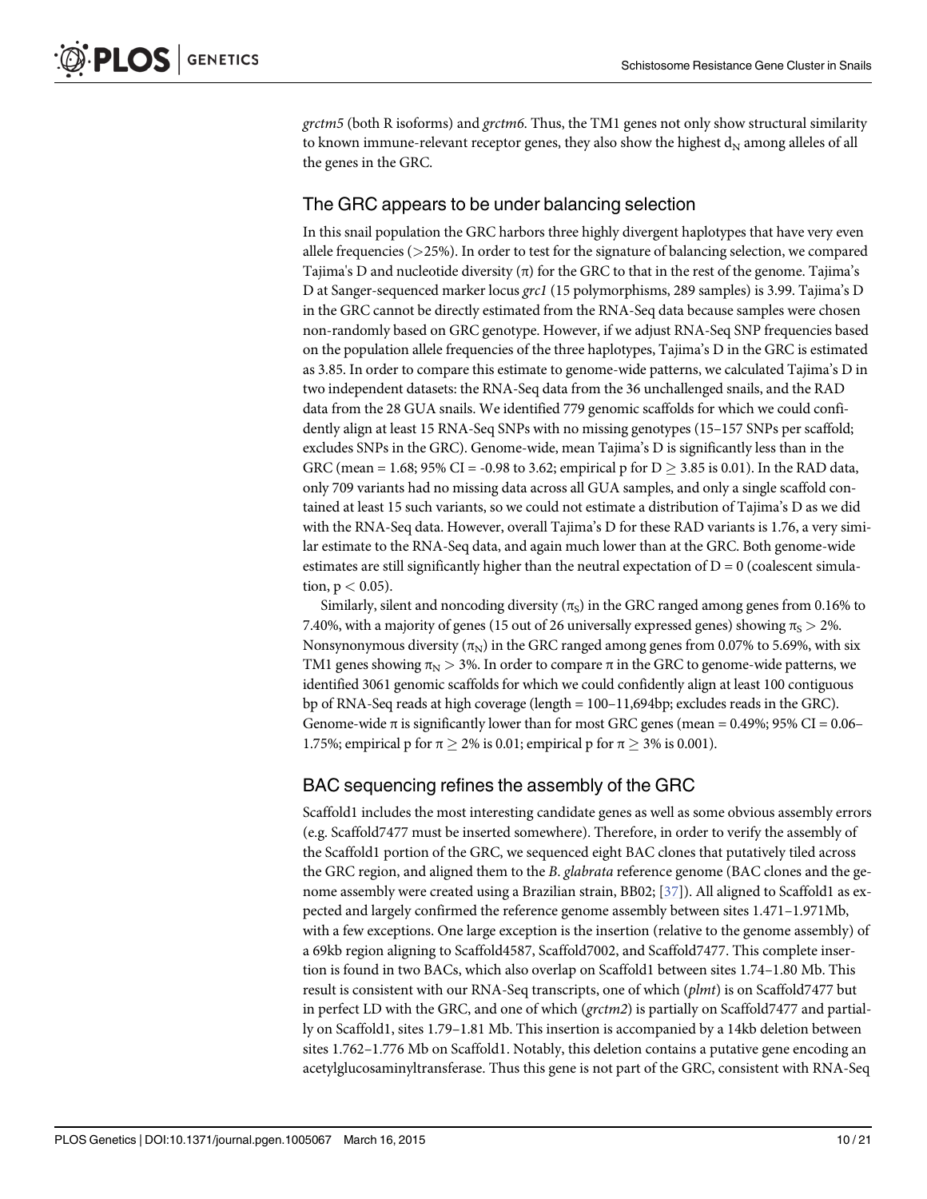*grctm5* (both R isoforms) and *grctm6*. Thus, the TM1 genes not only show structural similarity to known immune-relevant receptor genes, they also show the highest $d_N$ among alleles of all the genes in the GRC.

## The GRC appears to be under balancing selection

In this snail population the GRC harbors three highly divergent haplotypes that have very even allele frequencies (>25%). In order to test for the signature of balancing selection, we compared Tajima's D and nucleotide diversity ($\pi$) for the GRC to that in the rest of the genome. Tajima's D at Sanger-sequenced marker locus *grc1* (15 polymorphisms, 289 samples) is 3.99. Tajima's D in the GRC cannot be directly estimated from the RNA-Seq data because samples were chosen non-randomly based on GRC genotype. However, if we adjust RNA-Seq SNP frequencies based on the population allele frequencies of the three haplotypes, Tajima's D in the GRC is estimated as 3.85. In order to compare this estimate to genome-wide patterns, we calculated Tajima's D in two independent datasets: the RNA-Seq data from the 36 unchallenged snails, and the RAD data from the 28 GUA snails. We identified 779 genomic scaffolds for which we could confidently align at least 15 RNA-Seq SNPs with no missing genotypes (15–157 SNPs per scaffold; excludes SNPs in the GRC). Genome-wide, mean Tajima's D is significantly less than in the GRC (mean = 1.68; 95% CI = -0.98 to 3.62; empirical p for $D \geq 3.85$ is 0.01). In the RAD data, only 709 variants had no missing data across all GUA samples, and only a single scaffold contained at least 15 such variants, so we could not estimate a distribution of Tajima's D as we did with the RNA-Seq data. However, overall Tajima's D for these RAD variants is 1.76, a very similar estimate to the RNA-Seq data, and again much lower than at the GRC. Both genome-wide estimates are still significantly higher than the neutral expectation of D = 0 (coalescent simulation, $p < 0.05$).

Similarly, silent and noncoding diversity ($\pi_S$) in the GRC ranged among genes from 0.16% to 7.40%, with a majority of genes (15 out of 26 universally expressed genes) showing $\pi_S > 2\%$. Nonsynonymous diversity ($\pi_N$) in the GRC ranged among genes from 0.07% to 5.69%, with six TM1 genes showing $\pi_N > 3\%$. In order to compare $\pi$ in the GRC to genome-wide patterns, we identified 3061 genomic scaffolds for which we could confidently align at least 100 contiguous bp of RNA-Seq reads at high coverage (length = 100–11,694bp; excludes reads in the GRC). Genome-wide $\pi$ is significantly lower than for most GRC genes (mean = 0.49%; 95% CI = 0.06–1.75%; empirical p for $\pi \geq 2\%$ is 0.01; empirical p for $\pi \geq 3\%$ is 0.001).

## BAC sequencing refines the assembly of the GRC

Scaffold1 includes the most interesting candidate genes as well as some obvious assembly errors (e.g. Scaffold7477 must be inserted somewhere). Therefore, in order to verify the assembly of the Scaffold1 portion of the GRC, we sequenced eight BAC clones that putatively tiled across the GRC region, and aligned them to the *B. glabrata* reference genome (BAC clones and the genome assembly were created using a Brazilian strain, BB02; [37]). All aligned to Scaffold1 as expected and largely confirmed the reference genome assembly between sites 1.471–1.971Mb, with a few exceptions. One large exception is the insertion (relative to the genome assembly) of a 69kb region aligning to Scaffold4587, Scaffold7002, and Scaffold7477. This complete insertion is found in two BACs, which also overlap on Scaffold1 between sites 1.74–1.80 Mb. This result is consistent with our RNA-Seq transcripts, one of which (*plmt*) is on Scaffold7477 but in perfect LD with the GRC, and one of which (*grctm2*) is partially on Scaffold7477 and partially on Scaffold1, sites 1.79–1.81 Mb. This insertion is accompanied by a 14kb deletion between sites 1.762–1.776 Mb on Scaffold1. Notably, this deletion contains a putative gene encoding an acetylglucosaminyltransferase. Thus this gene is not part of the GRC, consistent with RNA-Seq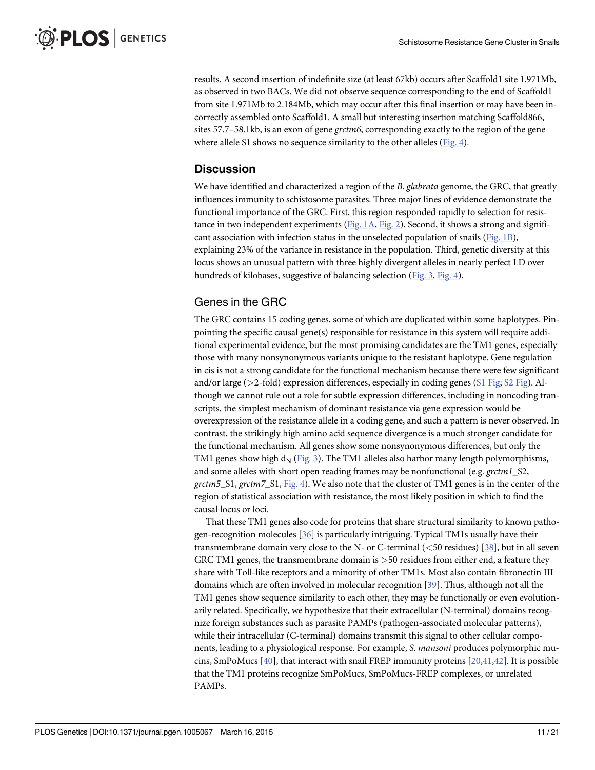results. A second insertion of indefinite size (at least 67kb) occurs after Scaffold1 site 1.971Mb, as observed in two BACs. We did not observe sequence corresponding to the end of Scaffold1 from site 1.971Mb to 2.184Mb, which may occur after this final insertion or may have been incorrectly assembled onto Scaffold1. A small but interesting insertion matching Scaffold866, sites 57.7–58.1kb, is an exon of gene *grctm6*, corresponding exactly to the region of the gene where allele S1 shows no sequence similarity to the other alleles (Fig. 4).

## Discussion

We have identified and characterized a region of the *B. glabrata* genome, the GRC, that greatly influences immunity to schistosome parasites. Three major lines of evidence demonstrate the functional importance of the GRC. First, this region responded rapidly to selection for resistance in two independent experiments (Fig. 1A, Fig. 2). Second, it shows a strong and significant association with infection status in the unselected population of snails (Fig. 1B), explaining 23% of the variance in resistance in the population. Third, genetic diversity at this locus shows an unusual pattern with three highly divergent alleles in nearly perfect LD over hundreds of kilobases, suggestive of balancing selection (Fig. 3, Fig. 4).

### Genes in the GRC

The GRC contains 15 coding genes, some of which are duplicated within some haplotypes. Pinpointing the specific causal gene(s) responsible for resistance in this system will require additional experimental evidence, but the most promising candidates are the TM1 genes, especially those with many nonsynonymous variants unique to the resistant haplotype. Gene regulation in cis is not a strong candidate for the functional mechanism because there were few significant and/or large (>2-fold) expression differences, especially in coding genes (S1 Fig; S2 Fig). Although we cannot rule out a role for subtle expression differences, including in noncoding transcripts, the simplest mechanism of dominant resistance via gene expression would be overexpression of the resistance allele in a coding gene, and such a pattern is never observed. In contrast, the strikingly high amino acid sequence divergence is a much stronger candidate for the functional mechanism. All genes show some nonsynonymous differences, but only the TM1 genes show high $d_N$ (Fig. 3). The TM1 alleles also harbor many length polymorphisms, and some alleles with short open reading frames may be nonfunctional (e.g. *grctm1*_S2, *grctm5*_S1, *grctm7*_S1, Fig. 4). We also note that the cluster of TM1 genes is in the center of the region of statistical association with resistance, the most likely position in which to find the causal locus or loci.

That these TM1 genes also code for proteins that share structural similarity to known pathogen-recognition molecules [36] is particularly intriguing. Typical TM1s usually have their transmembrane domain very close to the N- or C-terminal (<50 residues) [38], but in all seven GRC TM1 genes, the transmembrane domain is >50 residues from either end, a feature they share with Toll-like receptors and a minority of other TM1s. Most also contain fibronectin III domains which are often involved in molecular recognition [39]. Thus, although not all the TM1 genes show sequence similarity to each other, they may be functionally or even evolutionarily related. Specifically, we hypothesize that their extracellular (N-terminal) domains recognize foreign substances such as parasite PAMPs (pathogen-associated molecular patterns), while their intracellular (C-terminal) domains transmit this signal to other cellular components, leading to a physiological response. For example, *S. mansoni* produces polymorphic mucins, SmPoMucs [40], that interact with snail FREP immunity proteins [20,41,42]. It is possible that the TM1 proteins recognize SmPoMucs, SmPoMucs-FREP complexes, or unrelated PAMPs.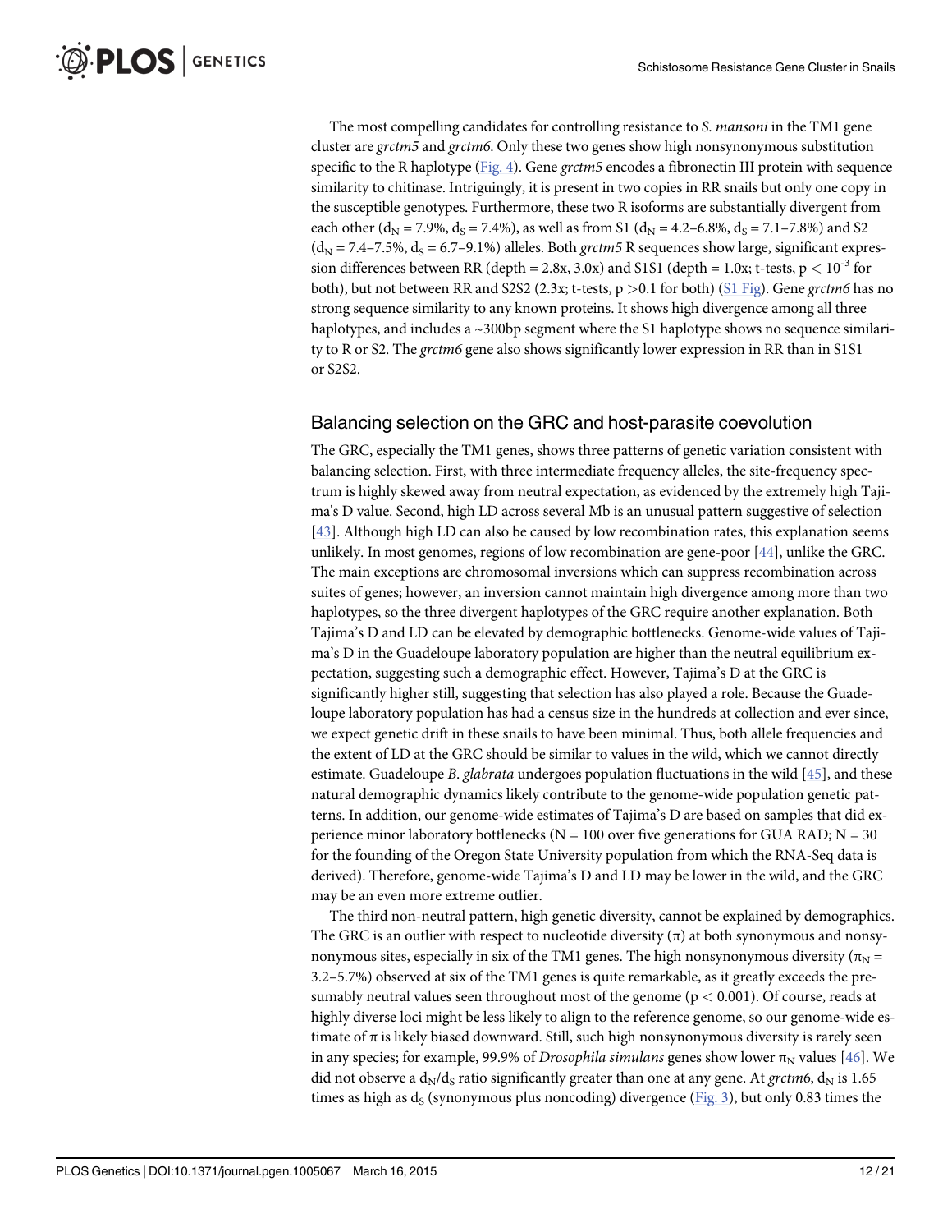The most compelling candidates for controlling resistance to *S. mansoni* in the TM1 gene cluster are *grctm5* and *grctm6*. Only these two genes show high nonsynonymous substitution specific to the R haplotype (Fig. 4). Gene *grctm5* encodes a fibronectin III protein with sequence similarity to chitinase. Intriguingly, it is present in two copies in RR snails but only one copy in the susceptible genotypes. Furthermore, these two R isoforms are substantially divergent from each other ($d_N$ = 7.9%, $d_S$ = 7.4%), as well as from S1 ($d_N$ = 4.2–6.8%, $d_S$ = 7.1–7.8%) and S2 ($d_N$ = 7.4–7.5%, $d_S$ = 6.7–9.1%) alleles. Both *grctm5* R sequences show large, significant expression differences between RR (depth = 2.8x, 3.0x) and S1S1 (depth = 1.0x; t-tests, $p < 10^{-3}$ for both), but not between RR and S2S2 (2.3x; t-tests, $p > 0.1$ for both) (S1 Fig). Gene *grctm6* has no strong sequence similarity to any known proteins. It shows high divergence among all three haplotypes, and includes a ~300bp segment where the S1 haplotype shows no sequence similarity to R or S2. The *grctm6* gene also shows significantly lower expression in RR than in S1S1 or S2S2.

## Balancing selection on the GRC and host-parasite coevolution

The GRC, especially the TM1 genes, shows three patterns of genetic variation consistent with balancing selection. First, with three intermediate frequency alleles, the site-frequency spectrum is highly skewed away from neutral expectation, as evidenced by the extremely high Tajima's D value. Second, high LD across several Mb is an unusual pattern suggestive of selection [43]. Although high LD can also be caused by low recombination rates, this explanation seems unlikely. In most genomes, regions of low recombination are gene-poor [44], unlike the GRC. The main exceptions are chromosomal inversions which can suppress recombination across suites of genes; however, an inversion cannot maintain high divergence among more than two haplotypes, so the three divergent haplotypes of the GRC require another explanation. Both Tajima's D and LD can be elevated by demographic bottlenecks. Genome-wide values of Tajima's D in the Guadeloupe laboratory population are higher than the neutral equilibrium expectation, suggesting such a demographic effect. However, Tajima's D at the GRC is significantly higher still, suggesting that selection has also played a role. Because the Guadeloupe laboratory population has had a census size in the hundreds at collection and ever since, we expect genetic drift in these snails to have been minimal. Thus, both allele frequencies and the extent of LD at the GRC should be similar to values in the wild, which we cannot directly estimate. Guadeloupe *B. glabrata* undergoes population fluctuations in the wild [45], and these natural demographic dynamics likely contribute to the genome-wide population genetic patterns. In addition, our genome-wide estimates of Tajima's D are based on samples that did experience minor laboratory bottlenecks (N = 100 over five generations for GUA RAD; N = 30 for the founding of the Oregon State University population from which the RNA-Seq data is derived). Therefore, genome-wide Tajima's D and LD may be lower in the wild, and the GRC may be an even more extreme outlier.

The third non-neutral pattern, high genetic diversity, cannot be explained by demographics. The GRC is an outlier with respect to nucleotide diversity ($\pi$) at both synonymous and nonsynonymous sites, especially in six of the TM1 genes. The high nonsynonymous diversity ($\pi_N$ = 3.2–5.7%) observed at six of the TM1 genes is quite remarkable, as it greatly exceeds the presumably neutral values seen throughout most of the genome ($p < 0.001$). Of course, reads at highly diverse loci might be less likely to align to the reference genome, so our genome-wide estimate of $\pi$ is likely biased downward. Still, such high nonsynonymous diversity is rarely seen in any species; for example, 99.9% of *Drosophila simulans* genes show lower $\pi_N$ values [46]. We did not observe a $d_N/d_S$ ratio significantly greater than one at any gene. At *grctm6*, $d_N$ is 1.65 times as high as $d_S$ (synonymous plus noncoding) divergence (Fig. 3), but only 0.83 times the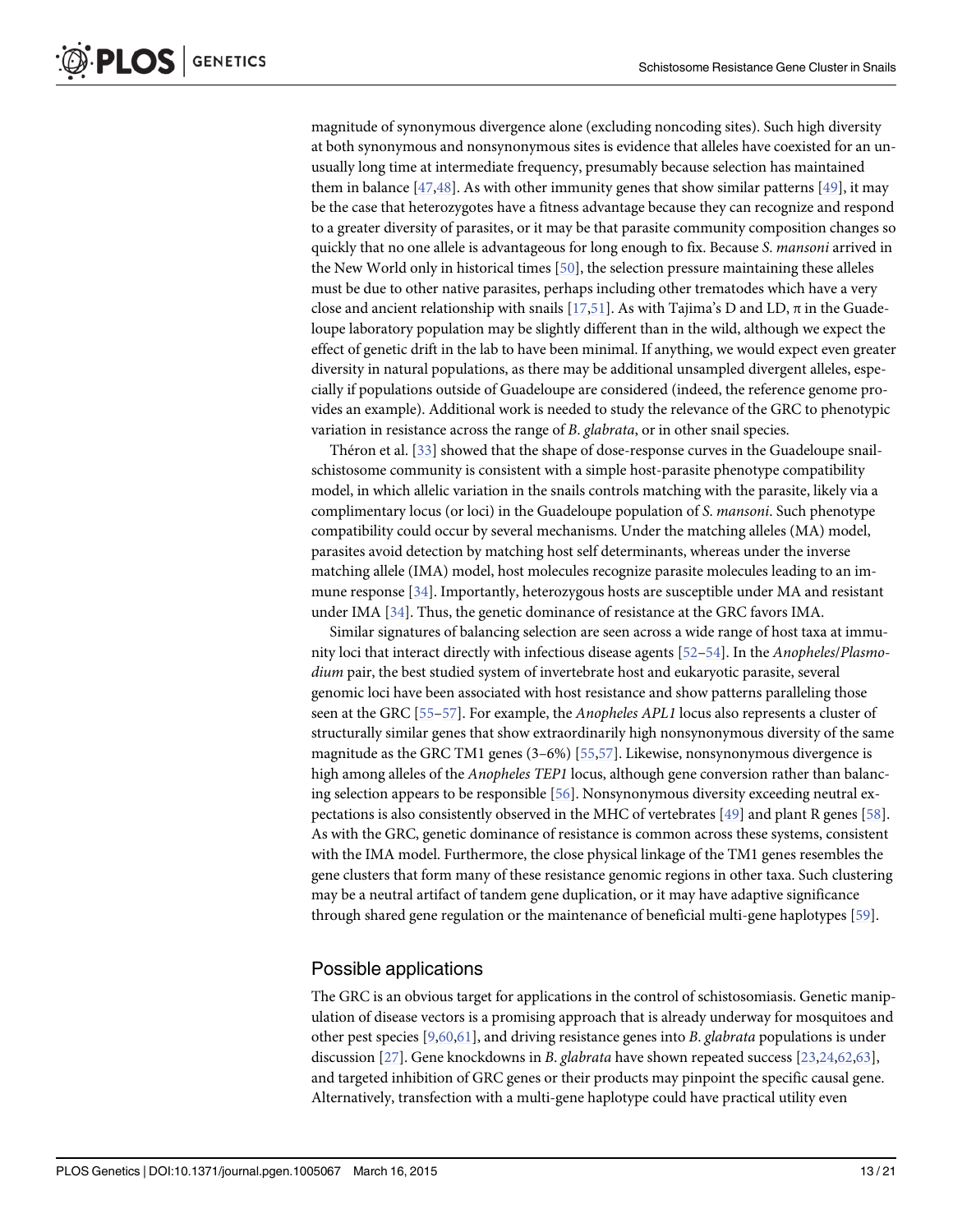magnitude of synonymous divergence alone (excluding noncoding sites). Such high diversity at both synonymous and nonsynonymous sites is evidence that alleles have coexisted for an unusually long time at intermediate frequency, presumably because selection has maintained them in balance [47,48]. As with other immunity genes that show similar patterns [49], it may be the case that heterozygotes have a fitness advantage because they can recognize and respond to a greater diversity of parasites, or it may be that parasite community composition changes so quickly that no one allele is advantageous for long enough to fix. Because *S. mansoni* arrived in the New World only in historical times [50], the selection pressure maintaining these alleles must be due to other native parasites, perhaps including other trematodes which have a very close and ancient relationship with snails [17,51]. As with Tajima's D and LD, $\pi$ in the Guadeloupe laboratory population may be slightly different than in the wild, although we expect the effect of genetic drift in the lab to have been minimal. If anything, we would expect even greater diversity in natural populations, as there may be additional unsampled divergent alleles, especially if populations outside of Guadeloupe are considered (indeed, the reference genome provides an example). Additional work is needed to study the relevance of the GRC to phenotypic variation in resistance across the range of *B. glabrata*, or in other snail species.

Théron et al. [33] showed that the shape of dose-response curves in the Guadeloupe snail-schistosome community is consistent with a simple host-parasite phenotype compatibility model, in which allelic variation in the snails controls matching with the parasite, likely via a complimentary locus (or loci) in the Guadeloupe population of *S. mansoni*. Such phenotype compatibility could occur by several mechanisms. Under the matching alleles (MA) model, parasites avoid detection by matching host self determinants, whereas under the inverse matching allele (IMA) model, host molecules recognize parasite molecules leading to an immune response [34]. Importantly, heterozygous hosts are susceptible under MA and resistant under IMA [34]. Thus, the genetic dominance of resistance at the GRC favors IMA.

Similar signatures of balancing selection are seen across a wide range of host taxa at immunity loci that interact directly with infectious disease agents [52–54]. In the *Anopheles*/*Plasmodium* pair, the best studied system of invertebrate host and eukaryotic parasite, several genomic loci have been associated with host resistance and show patterns paralleling those seen at the GRC [55–57]. For example, the *Anopheles APL1* locus also represents a cluster of structurally similar genes that show extraordinarily high nonsynonymous diversity of the same magnitude as the GRC TM1 genes (3–6%) [55,57]. Likewise, nonsynonymous divergence is high among alleles of the *Anopheles TEP1* locus, although gene conversion rather than balancing selection appears to be responsible [56]. Nonsynonymous diversity exceeding neutral expectations is also consistently observed in the MHC of vertebrates [49] and plant R genes [58]. As with the GRC, genetic dominance of resistance is common across these systems, consistent with the IMA model. Furthermore, the close physical linkage of the TM1 genes resembles the gene clusters that form many of these resistance genomic regions in other taxa. Such clustering may be a neutral artifact of tandem gene duplication, or it may have adaptive significance through shared gene regulation or the maintenance of beneficial multi-gene haplotypes [59].

## Possible applications

The GRC is an obvious target for applications in the control of schistosomiasis. Genetic manipulation of disease vectors is a promising approach that is already underway for mosquitoes and other pest species [9,60,61], and driving resistance genes into *B. glabrata* populations is under discussion [27]. Gene knockdowns in *B. glabrata* have shown repeated success [23,24,62,63], and targeted inhibition of GRC genes or their products may pinpoint the specific causal gene. Alternatively, transfection with a multi-gene haplotype could have practical utility even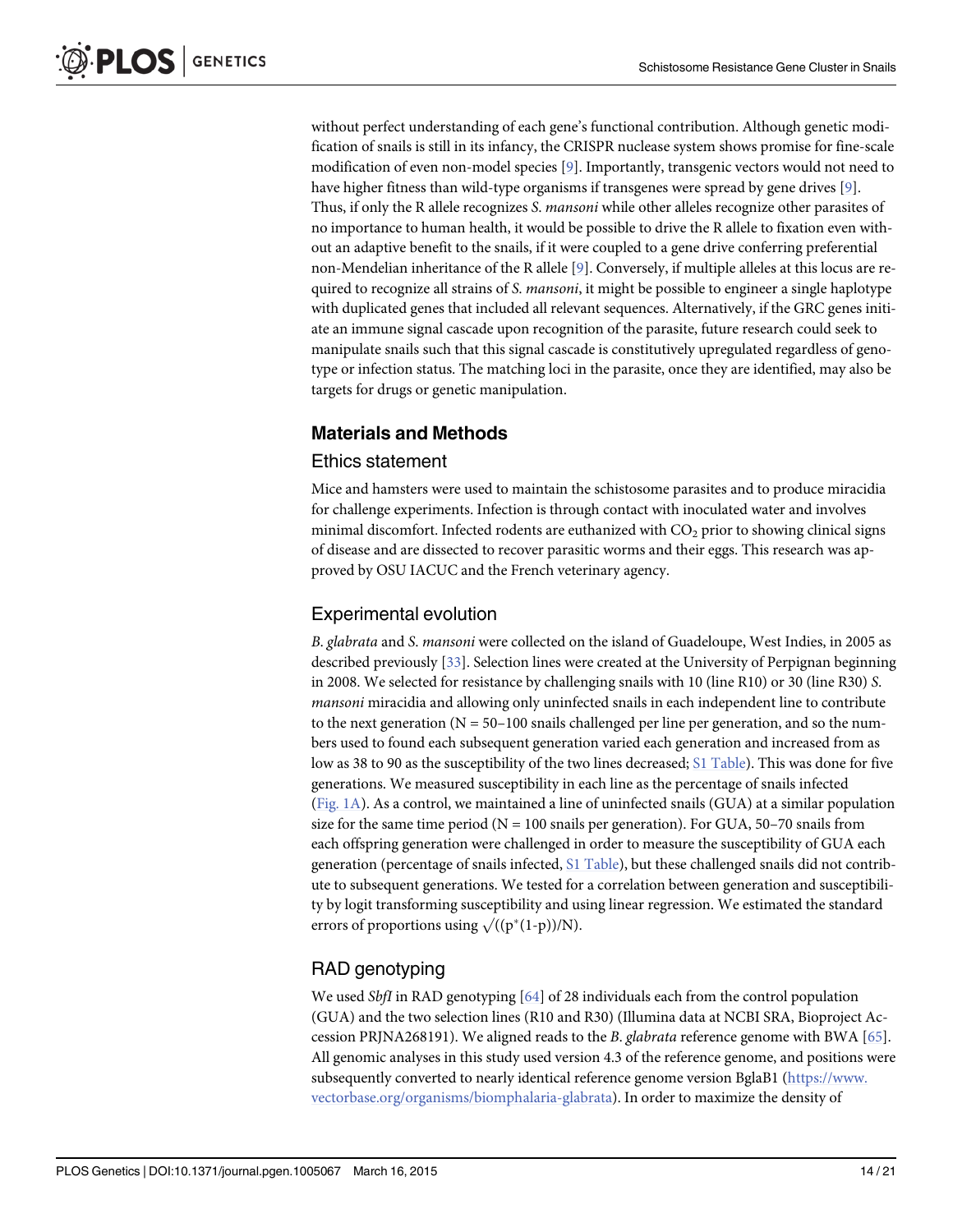without perfect understanding of each gene's functional contribution. Although genetic modification of snails is still in its infancy, the CRISPR nuclease system shows promise for fine-scale modification of even non-model species [9]. Importantly, transgenic vectors would not need to have higher fitness than wild-type organisms if transgenes were spread by gene drives [9]. Thus, if only the R allele recognizes *S. mansoni* while other alleles recognize other parasites of no importance to human health, it would be possible to drive the R allele to fixation even without an adaptive benefit to the snails, if it were coupled to a gene drive conferring preferential non-Mendelian inheritance of the R allele [9]. Conversely, if multiple alleles at this locus are required to recognize all strains of *S. mansoni*, it might be possible to engineer a single haplotype with duplicated genes that included all relevant sequences. Alternatively, if the GRC genes initiate an immune signal cascade upon recognition of the parasite, future research could seek to manipulate snails such that this signal cascade is constitutively upregulated regardless of genotype or infection status. The matching loci in the parasite, once they are identified, may also be targets for drugs or genetic manipulation.

## Materials and Methods

### Ethics statement

Mice and hamsters were used to maintain the schistosome parasites and to produce miracidia for challenge experiments. Infection is through contact with inoculated water and involves minimal discomfort. Infected rodents are euthanized with $CO_2$ prior to showing clinical signs of disease and are dissected to recover parasitic worms and their eggs. This research was approved by OSU IACUC and the French veterinary agency.

### Experimental evolution

*B. glabrata* and *S. mansoni* were collected on the island of Guadeloupe, West Indies, in 2005 as described previously [33]. Selection lines were created at the University of Perpignan beginning in 2008. We selected for resistance by challenging snails with 10 (line R10) or 30 (line R30) *S. mansoni* miracidia and allowing only uninfected snails in each independent line to contribute to the next generation (N = 50–100 snails challenged per line per generation, and so the numbers used to found each subsequent generation varied each generation and increased from as low as 38 to 90 as the susceptibility of the two lines decreased; S1 Table). This was done for five generations. We measured susceptibility in each line as the percentage of snails infected (Fig. 1A). As a control, we maintained a line of uninfected snails (GUA) at a similar population size for the same time period (N = 100 snails per generation). For GUA, 50–70 snails from each offspring generation were challenged in order to measure the susceptibility of GUA each generation (percentage of snails infected, S1 Table), but these challenged snails did not contribute to subsequent generations. We tested for a correlation between generation and susceptibility by logit transforming susceptibility and using linear regression. We estimated the standard errors of proportions using $\sqrt{((p^*(1-p))/N)}$.

### RAD genotyping

We used *SbfI* in RAD genotyping [64] of 28 individuals each from the control population (GUA) and the two selection lines (R10 and R30) (Illumina data at NCBI SRA, Bioproject Accession PRJNA268191). We aligned reads to the *B. glabrata* reference genome with BWA [65]. All genomic analyses in this study used version 4.3 of the reference genome, and positions were subsequently converted to nearly identical reference genome version BglaB1 (https://www.vectorbase.org/organisms/biomphalaria-glabrata). In order to maximize the density of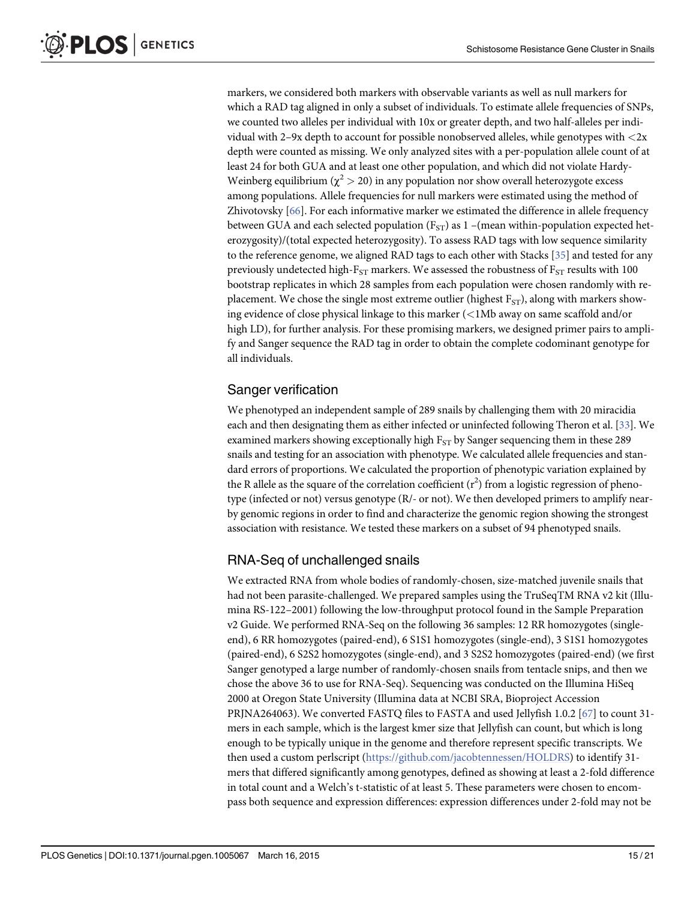markers, we considered both markers with observable variants as well as null markers for which a RAD tag aligned in only a subset of individuals. To estimate allele frequencies of SNPs, we counted two alleles per individual with 10x or greater depth, and two half-alleles per individual with 2–9x depth to account for possible nonobserved alleles, while genotypes with <2x depth were counted as missing. We only analyzed sites with a per-population allele count of at least 24 for both GUA and at least one other population, and which did not violate Hardy-Weinberg equilibrium ($\chi^2 > 20$) in any population nor show overall heterozygote excess among populations. Allele frequencies for null markers were estimated using the method of Zhivotovsky [66]. For each informative marker we estimated the difference in allele frequency between GUA and each selected population ($F_{ST}$) as 1 –(mean within-population expected heterozygosity)/(total expected heterozygosity). To assess RAD tags with low sequence similarity to the reference genome, we aligned RAD tags to each other with Stacks [35] and tested for any previously undetected high-$F_{ST}$ markers. We assessed the robustness of $F_{ST}$ results with 100 bootstrap replicates in which 28 samples from each population were chosen randomly with replacement. We chose the single most extreme outlier (highest $F_{ST}$), along with markers showing evidence of close physical linkage to this marker (<1Mb away on same scaffold and/or high LD), for further analysis. For these promising markers, we designed primer pairs to amplify and Sanger sequence the RAD tag in order to obtain the complete codominant genotype for all individuals.

## Sanger verification

We phenotyped an independent sample of 289 snails by challenging them with 20 miracidia each and then designating them as either infected or uninfected following Theron et al. [33]. We examined markers showing exceptionally high $F_{ST}$ by Sanger sequencing them in these 289 snails and testing for an association with phenotype. We calculated allele frequencies and standard errors of proportions. We calculated the proportion of phenotypic variation explained by the R allele as the square of the correlation coefficient ($r^2$) from a logistic regression of phenotype (infected or not) versus genotype (R/- or not). We then developed primers to amplify nearby genomic regions in order to find and characterize the genomic region showing the strongest association with resistance. We tested these markers on a subset of 94 phenotyped snails.

## RNA-Seq of unchallenged snails

We extracted RNA from whole bodies of randomly-chosen, size-matched juvenile snails that had not been parasite-challenged. We prepared samples using the TruSeqTM RNA v2 kit (Illumina RS-122–2001) following the low-throughput protocol found in the Sample Preparation v2 Guide. We performed RNA-Seq on the following 36 samples: 12 RR homozygotes (single-end), 6 RR homozygotes (paired-end), 6 S1S1 homozygotes (single-end), 3 S1S1 homozygotes (paired-end), 6 S2S2 homozygotes (single-end), and 3 S2S2 homozygotes (paired-end) (we first Sanger genotyped a large number of randomly-chosen snails from tentacle snips, and then we chose the above 36 to use for RNA-Seq). Sequencing was conducted on the Illumina HiSeq 2000 at Oregon State University (Illumina data at NCBI SRA, Bioproject Accession PRJNA264063). We converted FASTQ files to FASTA and used Jellyfish 1.0.2 [67] to count 31-mers in each sample, which is the largest kmer size that Jellyfish can count, but which is long enough to be typically unique in the genome and therefore represent specific transcripts. We then used a custom perlscript (https://github.com/jacobtennessen/HOLDRS) to identify 31-mers that differed significantly among genotypes, defined as showing at least a 2-fold difference in total count and a Welch's t-statistic of at least 5. These parameters were chosen to encompass both sequence and expression differences: expression differences under 2-fold may not be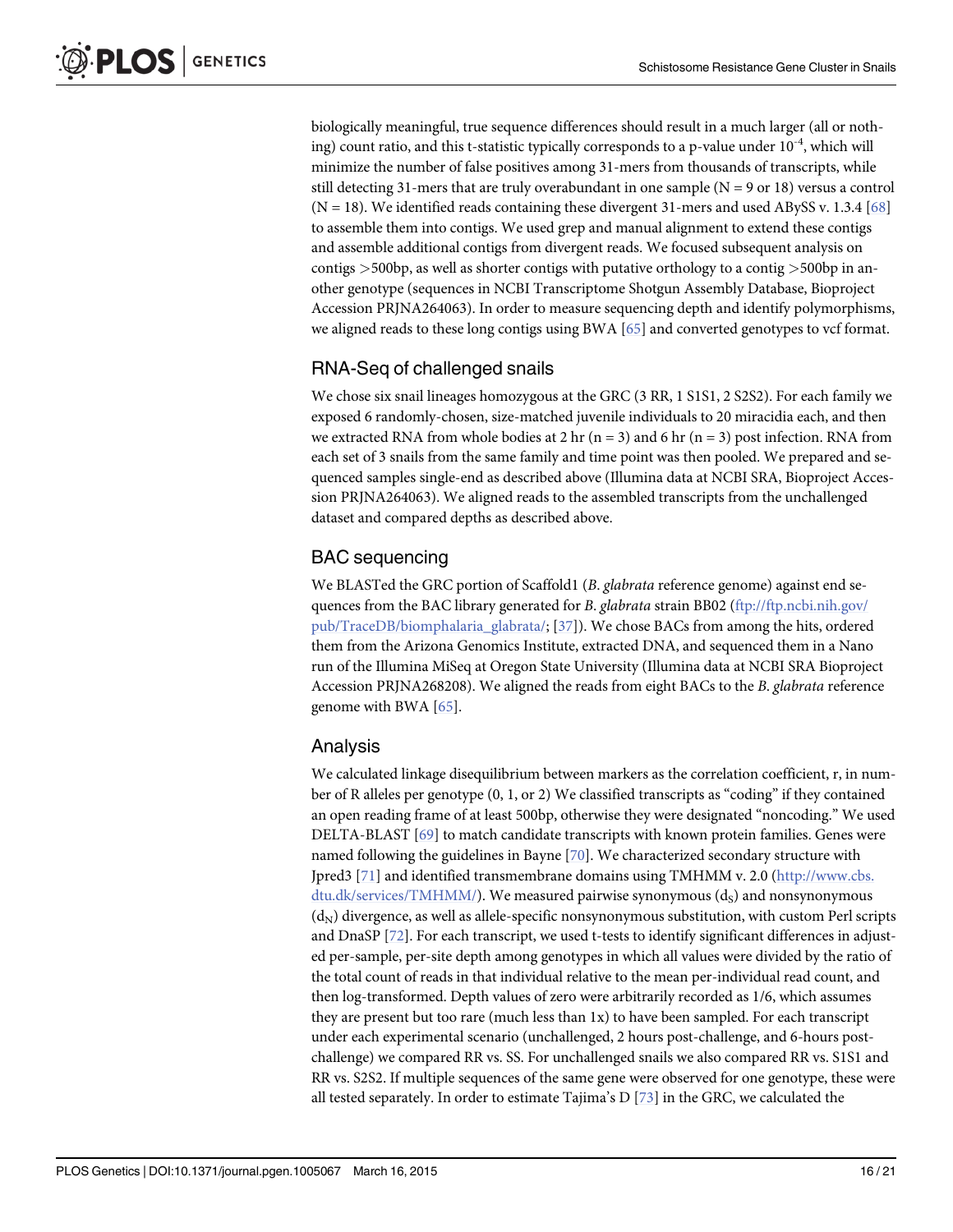biologically meaningful, true sequence differences should result in a much larger (all or nothing) count ratio, and this t-statistic typically corresponds to a p-value under $10^{-4}$, which will minimize the number of false positives among 31-mers from thousands of transcripts, while still detecting 31-mers that are truly overabundant in one sample (N = 9 or 18) versus a control (N = 18). We identified reads containing these divergent 31-mers and used ABySS v. 1.3.4 [68] to assemble them into contigs. We used grep and manual alignment to extend these contigs and assemble additional contigs from divergent reads. We focused subsequent analysis on contigs >500bp, as well as shorter contigs with putative orthology to a contig >500bp in another genotype (sequences in NCBI Transcriptome Shotgun Assembly Database, Bioproject Accession PRJNA264063). In order to measure sequencing depth and identify polymorphisms, we aligned reads to these long contigs using BWA [65] and converted genotypes to vcf format.

## RNA-Seq of challenged snails

We chose six snail lineages homozygous at the GRC (3 RR, 1 S1S1, 2 S2S2). For each family we exposed 6 randomly-chosen, size-matched juvenile individuals to 20 miracidia each, and then we extracted RNA from whole bodies at 2 hr (n = 3) and 6 hr (n = 3) post infection. RNA from each set of 3 snails from the same family and time point was then pooled. We prepared and sequenced samples single-end as described above (Illumina data at NCBI SRA, Bioproject Accession PRJNA264063). We aligned reads to the assembled transcripts from the unchallenged dataset and compared depths as described above.

## BAC sequencing

We BLASTed the GRC portion of Scaffold1 (*B. glabrata* reference genome) against end sequences from the BAC library generated for *B. glabrata* strain BB02 (ftp://ftp.ncbi.nih.gov/pub/TraceDB/biomphalaria_glabrata/; [37]). We chose BACs from among the hits, ordered them from the Arizona Genomics Institute, extracted DNA, and sequenced them in a Nano run of the Illumina MiSeq at Oregon State University (Illumina data at NCBI SRA Bioproject Accession PRJNA268208). We aligned the reads from eight BACs to the *B. glabrata* reference genome with BWA [65].

## Analysis

We calculated linkage disequilibrium between markers as the correlation coefficient, r, in number of R alleles per genotype (0, 1, or 2) We classified transcripts as "coding" if they contained an open reading frame of at least 500bp, otherwise they were designated "noncoding." We used DELTA-BLAST [69] to match candidate transcripts with known protein families. Genes were named following the guidelines in Bayne [70]. We characterized secondary structure with Jpred3 [71] and identified transmembrane domains using TMHMM v. 2.0 (http://www.cbs.dtu.dk/services/TMHMM/). We measured pairwise synonymous ($d_S$) and nonsynonymous ($d_N$) divergence, as well as allele-specific nonsynonymous substitution, with custom Perl scripts and DnaSP [72]. For each transcript, we used t-tests to identify significant differences in adjusted per-sample, per-site depth among genotypes in which all values were divided by the ratio of the total count of reads in that individual relative to the mean per-individual read count, and then log-transformed. Depth values of zero were arbitrarily recorded as 1/6, which assumes they are present but too rare (much less than 1x) to have been sampled. For each transcript under each experimental scenario (unchallenged, 2 hours post-challenge, and 6-hours post-challenge) we compared RR vs. SS. For unchallenged snails we also compared RR vs. S1S1 and RR vs. S2S2. If multiple sequences of the same gene were observed for one genotype, these were all tested separately. In order to estimate Tajima's D [73] in the GRC, we calculated the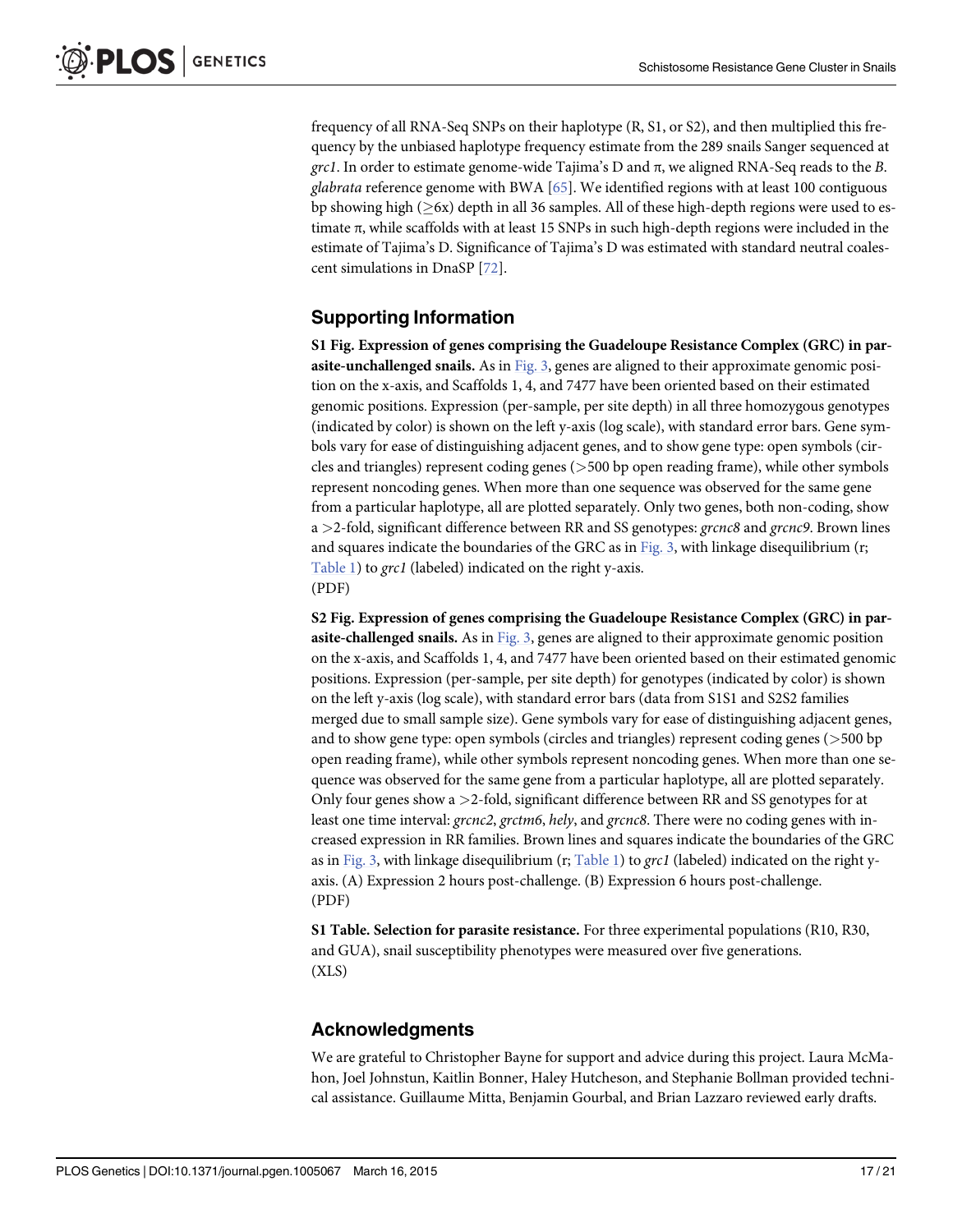frequency of all RNA-Seq SNPs on their haplotype (R, S1, or S2), and then multiplied this frequency by the unbiased haplotype frequency estimate from the 289 snails Sanger sequenced at *grc1*. In order to estimate genome-wide Tajima's D and π, we aligned RNA-Seq reads to the *B. glabrata* reference genome with BWA [65]. We identified regions with at least 100 contiguous bp showing high (≥6x) depth in all 36 samples. All of these high-depth regions were used to estimate π, while scaffolds with at least 15 SNPs in such high-depth regions were included in the estimate of Tajima's D. Significance of Tajima's D was estimated with standard neutral coalescent simulations in DnaSP [72].

## Supporting Information

**S1 Fig. Expression of genes comprising the Guadeloupe Resistance Complex (GRC) in parasite-unchallenged snails.** As in Fig. 3, genes are aligned to their approximate genomic position on the x-axis, and Scaffolds 1, 4, and 7477 have been oriented based on their estimated genomic positions. Expression (per-sample, per site depth) in all three homozygous genotypes (indicated by color) is shown on the left y-axis (log scale), with standard error bars. Gene symbols vary for ease of distinguishing adjacent genes, and to show gene type: open symbols (circles and triangles) represent coding genes (>500 bp open reading frame), while other symbols represent noncoding genes. When more than one sequence was observed for the same gene from a particular haplotype, all are plotted separately. Only two genes, both non-coding, show a >2-fold, significant difference between RR and SS genotypes: *grcnc8* and *grcnc9*. Brown lines and squares indicate the boundaries of the GRC as in Fig. 3, with linkage disequilibrium (r; Table 1) to *grc1* (labeled) indicated on the right y-axis.
(PDF)

**S2 Fig. Expression of genes comprising the Guadeloupe Resistance Complex (GRC) in parasite-challenged snails.** As in Fig. 3, genes are aligned to their approximate genomic position on the x-axis, and Scaffolds 1, 4, and 7477 have been oriented based on their estimated genomic positions. Expression (per-sample, per site depth) for genotypes (indicated by color) is shown on the left y-axis (log scale), with standard error bars (data from S1S1 and S2S2 families merged due to small sample size). Gene symbols vary for ease of distinguishing adjacent genes, and to show gene type: open symbols (circles and triangles) represent coding genes (>500 bp open reading frame), while other symbols represent noncoding genes. When more than one sequence was observed for the same gene from a particular haplotype, all are plotted separately. Only four genes show a >2-fold, significant difference between RR and SS genotypes for at least one time interval: *grcnc2*, *grctm6*, *hely*, and *grcnc8*. There were no coding genes with increased expression in RR families. Brown lines and squares indicate the boundaries of the GRC as in Fig. 3, with linkage disequilibrium (r; Table 1) to *grc1* (labeled) indicated on the right y-axis. (A) Expression 2 hours post-challenge. (B) Expression 6 hours post-challenge.
(PDF)

**S1 Table. Selection for parasite resistance.** For three experimental populations (R10, R30, and GUA), snail susceptibility phenotypes were measured over five generations.
(XLS)

## Acknowledgments

We are grateful to Christopher Bayne for support and advice during this project. Laura McMahon, Joel Johnstun, Kaitlin Bonner, Haley Hutcheson, and Stephanie Bollman provided technical assistance. Guillaume Mitta, Benjamin Gourbal, and Brian Lazzaro reviewed early drafts.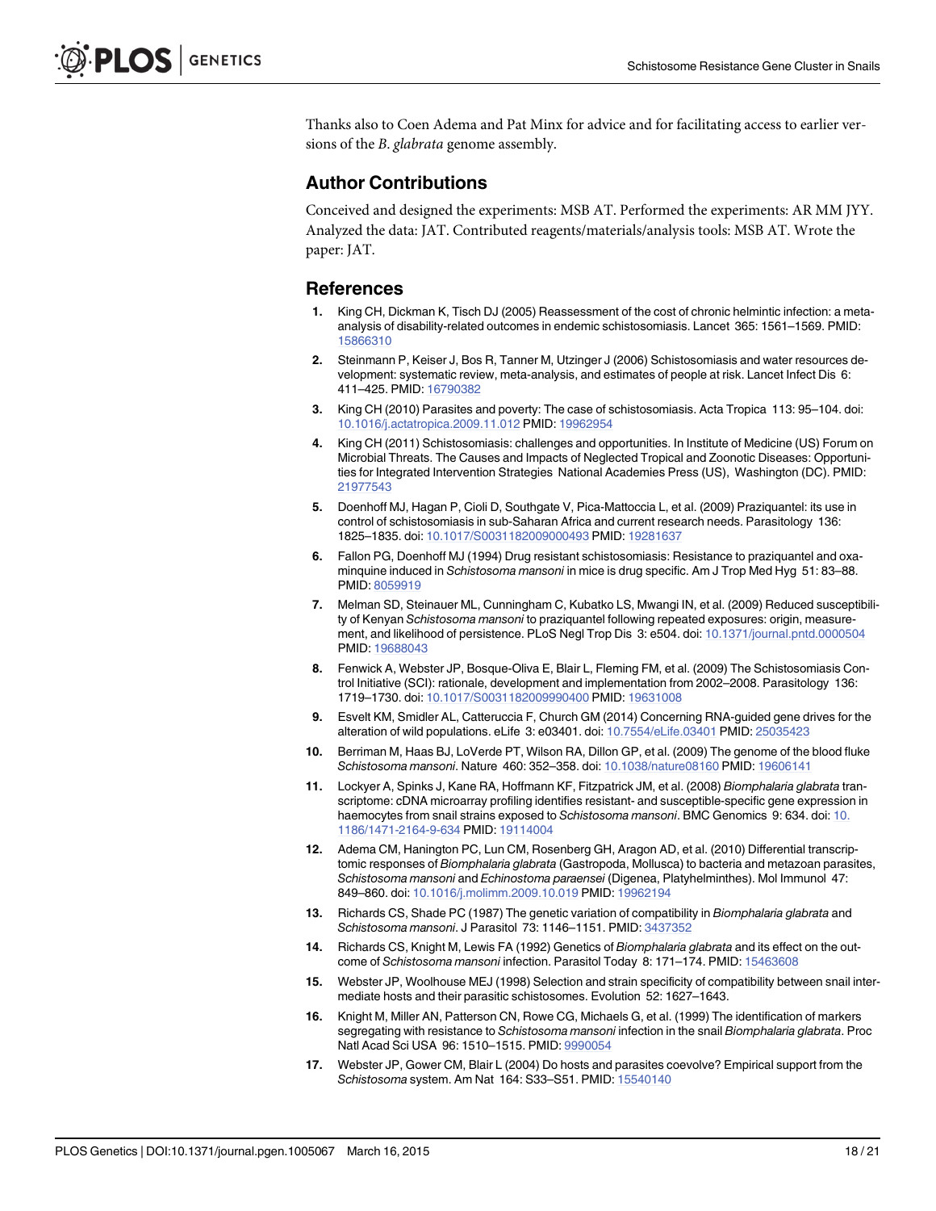Thanks also to Coen Adema and Pat Minx for advice and for facilitating access to earlier versions of the *B*. *glabrata* genome assembly.

## Author Contributions

Conceived and designed the experiments: MSB AT. Performed the experiments: AR MM JYY. Analyzed the data: JAT. Contributed reagents/materials/analysis tools: MSB AT. Wrote the paper: JAT.

## References

1. King CH, Dickman K, Tisch DJ (2005) Reassessment of the cost of chronic helmintic infection: a meta-analysis of disability-related outcomes in endemic schistosomiasis. Lancet 365: 1561–1569. PMID: 15866310
2. Steinmann P, Keiser J, Bos R, Tanner M, Utzinger J (2006) Schistosomiasis and water resources development: systematic review, meta-analysis, and estimates of people at risk. Lancet Infect Dis 6: 411–425. PMID: 16790382
3. King CH (2010) Parasites and poverty: The case of schistosomiasis. Acta Tropica 113: 95–104. doi: 10.1016/j.actatropica.2009.11.012 PMID: 19962954
4. King CH (2011) Schistosomiasis: challenges and opportunities. In Institute of Medicine (US) Forum on Microbial Threats. The Causes and Impacts of Neglected Tropical and Zoonotic Diseases: Opportunities for Integrated Intervention Strategies National Academies Press (US), Washington (DC). PMID: 21977543
5. Doenhoff MJ, Hagan P, Cioli D, Southgate V, Pica-Mattoccia L, et al. (2009) Praziquantel: its use in control of schistosomiasis in sub-Saharan Africa and current research needs. Parasitology 136: 1825–1835. doi: 10.1017/S0031182009000493 PMID: 19281637
6. Fallon PG, Doenhoff MJ (1994) Drug resistant schistosomiasis: Resistance to praziquantel and oxaminquine induced in *Schistosoma mansoni* in mice is drug specific. Am J Trop Med Hyg 51: 83–88. PMID: 8059919
7. Melman SD, Steinauer ML, Cunningham C, Kubatko LS, Mwangi IN, et al. (2009) Reduced susceptibility of Kenyan *Schistosoma mansoni* to praziquantel following repeated exposures: origin, measurement, and likelihood of persistence. PLoS Negl Trop Dis 3: e504. doi: 10.1371/journal.pntd.0000504 PMID: 19688043
8. Fenwick A, Webster JP, Bosque-Oliva E, Blair L, Fleming FM, et al. (2009) The Schistosomiasis Control Initiative (SCI): rationale, development and implementation from 2002–2008. Parasitology 136: 1719–1730. doi: 10.1017/S0031182009990400 PMID: 19631008
9. Esvelt KM, Smidler AL, Catteruccia F, Church GM (2014) Concerning RNA-guided gene drives for the alteration of wild populations. eLife 3: e03401. doi: 10.7554/eLife.03401 PMID: 25035423
10. Berriman M, Haas BJ, LoVerde PT, Wilson RA, Dillon GP, et al. (2009) The genome of the blood fluke *Schistosoma mansoni*. Nature 460: 352–358. doi: 10.1038/nature08160 PMID: 19606141
11. Lockyer A, Spinks J, Kane RA, Hoffmann KF, Fitzpatrick JM, et al. (2008) *Biomphalaria glabrata* transcriptome: cDNA microarray profiling identifies resistant- and susceptible-specific gene expression in haemocytes from snail strains exposed to *Schistosoma mansoni*. BMC Genomics 9: 634. doi: 10.1186/1471-2164-9-634 PMID: 19114004
12. Adema CM, Hanington PC, Lun CM, Rosenberg GH, Aragon AD, et al. (2010) Differential transcriptomic responses of *Biomphalaria glabrata* (Gastropoda, Mollusca) to bacteria and metazoan parasites, *Schistosoma mansoni* and *Echinostoma paraensei* (Digenea, Platyhelminthes). Mol Immunol 47: 849–860. doi: 10.1016/j.molimm.2009.10.019 PMID: 19962194
13. Richards CS, Shade PC (1987) The genetic variation of compatibility in *Biomphalaria glabrata* and *Schistosoma mansoni*. J Parasitol 73: 1146–1151. PMID: 3437352
14. Richards CS, Knight M, Lewis FA (1992) Genetics of *Biomphalaria glabrata* and its effect on the outcome of *Schistosoma mansoni* infection. Parasitol Today 8: 171–174. PMID: 15463608
15. Webster JP, Woolhouse MEJ (1998) Selection and strain specificity of compatibility between snail intermediate hosts and their parasitic schistosomes. Evolution 52: 1627–1643.
16. Knight M, Miller AN, Patterson CN, Rowe CG, Michaels G, et al. (1999) The identification of markers segregating with resistance to *Schistosoma mansoni* infection in the snail *Biomphalaria glabrata*. Proc Natl Acad Sci USA 96: 1510–1515. PMID: 9990054
17. Webster JP, Gower CM, Blair L (2004) Do hosts and parasites coevolve? Empirical support from the *Schistosoma* system. Am Nat 164: S33–S51. PMID: 15540140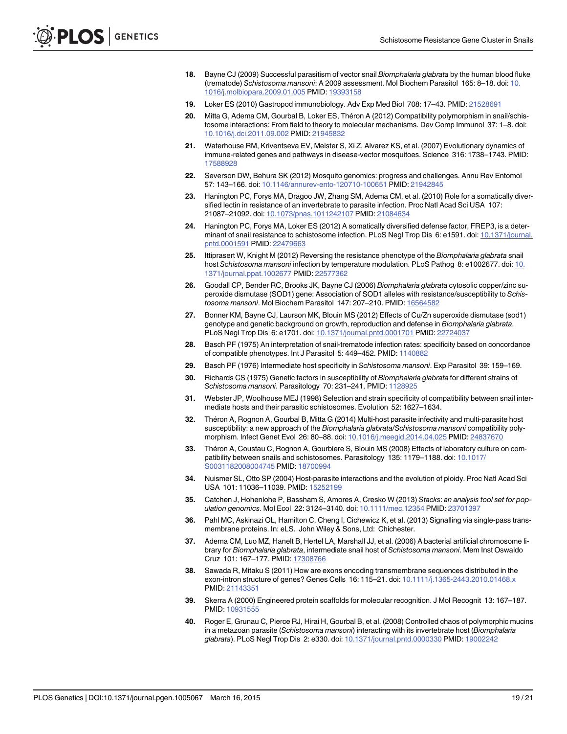18. Bayne CJ (2009) Successful parasitism of vector snail *Biomphalaria glabrata* by the human blood fluke (trematode) *Schistosoma mansoni*: A 2009 assessment. Mol Biochem Parasitol 165: 8–18. doi: 10.1016/j.molbiopara.2009.01.005 PMID: 19393158

19. Loker ES (2010) Gastropod immunobiology. Adv Exp Med Biol 708: 17–43. PMID: 21528691

20. Mitta G, Adema CM, Gourbal B, Loker ES, Théron A (2012) Compatibility polymorphism in snail/schistosome interactions: From field to theory to molecular mechanisms. Dev Comp Immunol 37: 1–8. doi: 10.1016/j.dci.2011.09.002 PMID: 21945832

21. Waterhouse RM, Kriventseva EV, Meister S, Xi Z, Alvarez KS, et al. (2007) Evolutionary dynamics of immune-related genes and pathways in disease-vector mosquitoes. Science 316: 1738–1743. PMID: 17588928

22. Severson DW, Behura SK (2012) Mosquito genomics: progress and challenges. Annu Rev Entomol 57: 143–166. doi: 10.1146/annurev-ento-120710-100651 PMID: 21942845

23. Hanington PC, Forys MA, Dragoo JW, Zhang SM, Adema CM, et al. (2010) Role for a somatically diversified lectin in resistance of an invertebrate to parasite infection. Proc Natl Acad Sci USA 107: 21087–21092. doi: 10.1073/pnas.1011242107 PMID: 21084634

24. Hanington PC, Forys MA, Loker ES (2012) A somatically diversified defense factor, FREP3, is a determinant of snail resistance to schistosome infection. PLoS Negl Trop Dis 6: e1591. doi: 10.1371/journal.pntd.0001591 PMID: 22479663

25. Ittiprasert W, Knight M (2012) Reversing the resistance phenotype of the *Biomphalaria glabrata* snail host *Schistosoma mansoni* infection by temperature modulation. PLoS Pathog 8: e1002677. doi: 10.1371/journal.ppat.1002677 PMID: 22577362

26. Goodall CP, Bender RC, Brooks JK, Bayne CJ (2006) *Biomphalaria glabrata* cytosolic copper/zinc superoxide dismutase (SOD1) gene: Association of SOD1 alleles with resistance/susceptibility to *Schistosoma mansoni*. Mol Biochem Parasitol 147: 207–210. PMID: 16564582

27. Bonner KM, Bayne CJ, Larson MK, Blouin MS (2012) Effects of Cu/Zn superoxide dismutase (sod1) genotype and genetic background on growth, reproduction and defense in *Biomphalaria glabrata*. PLoS Negl Trop Dis 6: e1701. doi: 10.1371/journal.pntd.0001701 PMID: 22724037

28. Basch PF (1975) An interpretation of snail-trematode infection rates: specificity based on concordance of compatible phenotypes. Int J Parasitol 5: 449–452. PMID: 1140882

29. Basch PF (1976) Intermediate host specificity in *Schistosoma mansoni*. Exp Parasitol 39: 159–169.

30. Richards CS (1975) Genetic factors in susceptibility of *Biomphalaria glabrata* for different strains of *Schistosoma mansoni*. Parasitology 70: 231–241. PMID: 1128925

31. Webster JP, Woolhouse MEJ (1998) Selection and strain specificity of compatibility between snail intermediate hosts and their parasitic schistosomes. Evolution 52: 1627–1634.

32. Théron A, Rognon A, Gourbal B, Mitta G (2014) Multi-host parasite infectivity and multi-parasite host susceptibility: a new approach of the *Biomphalaria glabrata/Schistosoma mansoni* compatibility polymorphism. Infect Genet Evol 26: 80–88. doi: 10.1016/j.meegid.2014.04.025 PMID: 24837670

33. Théron A, Coustau C, Rognon A, Gourbiere S, Blouin MS (2008) Effects of laboratory culture on compatibility between snails and schistosomes. Parasitology 135: 1179–1188. doi: 10.1017/S0031182008004745 PMID: 18700994

34. Nuismer SL, Otto SP (2004) Host-parasite interactions and the evolution of ploidy. Proc Natl Acad Sci USA 101: 11036–11039. PMID: 15252199

35. Catchen J, Hohenlohe P, Bassham S, Amores A, Cresko W (2013) *Stacks*: *an analysis tool set for population genomics*. Mol Ecol 22: 3124–3140. doi: 10.1111/mec.12354 PMID: 23701397

36. Pahl MC, Askinazi OL, Hamilton C, Cheng I, Cichewicz K, et al. (2013) Signalling via single-pass transmembrane proteins. In: eLS. John Wiley & Sons, Ltd: Chichester.

37. Adema CM, Luo MZ, Hanelt B, Hertel LA, Marshall JJ, et al. (2006) A bacterial artificial chromosome library for *Biomphalaria glabrata*, intermediate snail host of *Schistosoma mansoni*. Mem Inst Oswaldo Cruz 101: 167–177. PMID: 17308766

38. Sawada R, Mitaku S (2011) How are exons encoding transmembrane sequences distributed in the exon-intron structure of genes? Genes Cells 16: 115–21. doi: 10.1111/j.1365-2443.2010.01468.x PMID: 21143351

39. Skerra A (2000) Engineered protein scaffolds for molecular recognition. J Mol Recognit 13: 167–187. PMID: 10931555

40. Roger E, Grunau C, Pierce RJ, Hirai H, Gourbal B, et al. (2008) Controlled chaos of polymorphic mucins in a metazoan parasite (*Schistosoma mansoni*) interacting with its invertebrate host (*Biomphalaria glabrata*). PLoS Negl Trop Dis 2: e330. doi: 10.1371/journal.pntd.0000330 PMID: 19002242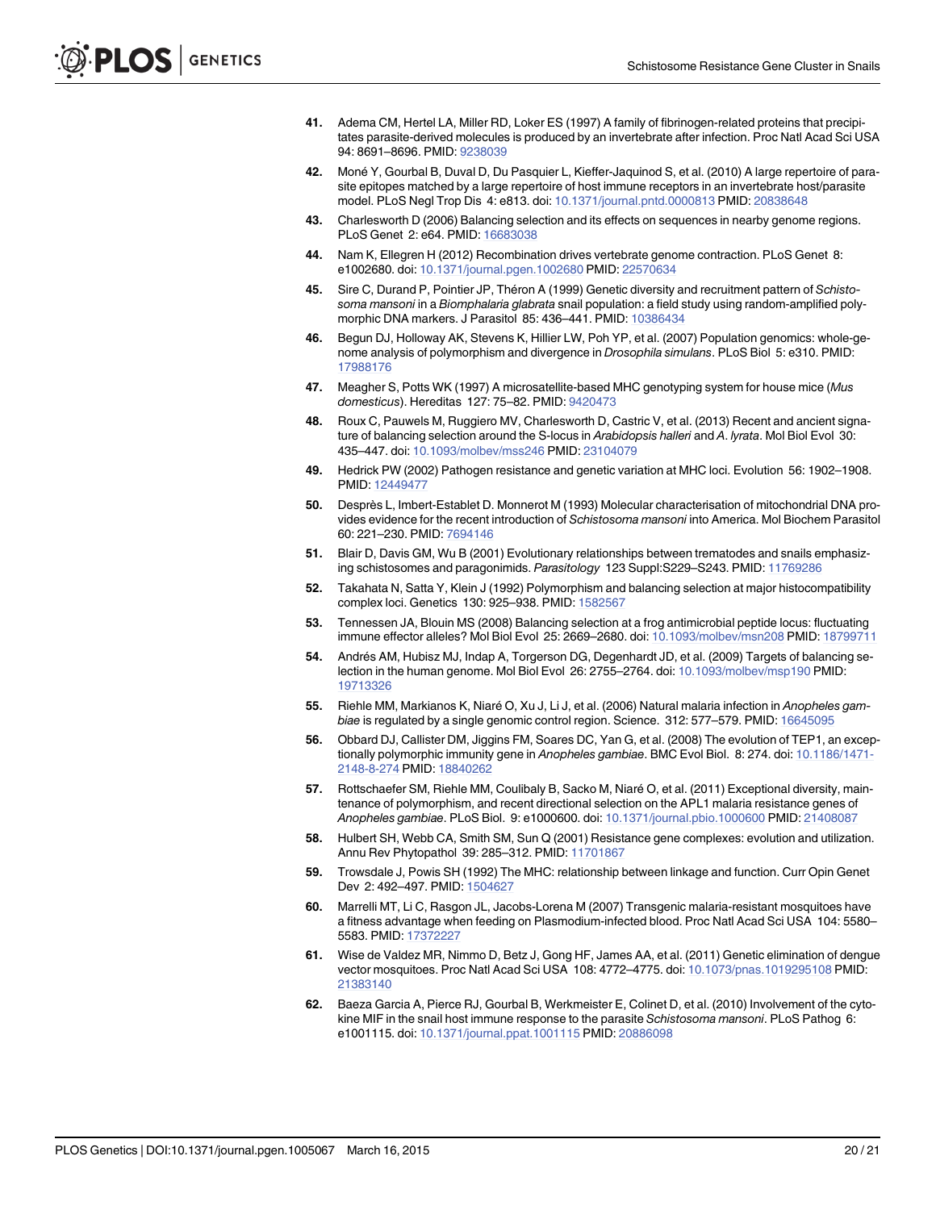41. Adema CM, Hertel LA, Miller RD, Loker ES (1997) A family of fibrinogen-related proteins that precipitates parasite-derived molecules is produced by an invertebrate after infection. Proc Natl Acad Sci USA 94: 8691–8696. PMID: 9238039

42. Moné Y, Gourbal B, Duval D, Du Pasquier L, Kieffer-Jaquinod S, et al. (2010) A large repertoire of parasite epitopes matched by a large repertoire of host immune receptors in an invertebrate host/parasite model. PLoS Negl Trop Dis 4: e813. doi: 10.1371/journal.pntd.0000813 PMID: 20838648

43. Charlesworth D (2006) Balancing selection and its effects on sequences in nearby genome regions. PLoS Genet 2: e64. PMID: 16683038

44. Nam K, Ellegren H (2012) Recombination drives vertebrate genome contraction. PLoS Genet 8: e1002680. doi: 10.1371/journal.pgen.1002680 PMID: 22570634

45. Sire C, Durand P, Pointier JP, Théron A (1999) Genetic diversity and recruitment pattern of *Schistosoma mansoni* in a *Biomphalaria glabrata* snail population: a field study using random-amplified polymorphic DNA markers. J Parasitol 85: 436–441. PMID: 10386434

46. Begun DJ, Holloway AK, Stevens K, Hillier LW, Poh YP, et al. (2007) Population genomics: whole-genome analysis of polymorphism and divergence in *Drosophila simulans*. PLoS Biol 5: e310. PMID: 17988176

47. Meagher S, Potts WK (1997) A microsatellite-based MHC genotyping system for house mice (*Mus domesticus*). Hereditas 127: 75–82. PMID: 9420473

48. Roux C, Pauwels M, Ruggiero MV, Charlesworth D, Castric V, et al. (2013) Recent and ancient signature of balancing selection around the S-locus in *Arabidopsis halleri* and *A. lyrata*. Mol Biol Evol 30: 435–447. doi: 10.1093/molbev/mss246 PMID: 23104079

49. Hedrick PW (2002) Pathogen resistance and genetic variation at MHC loci. Evolution 56: 1902–1908. PMID: 12449477

50. Desprès L, Imbert-Establet D. Monnerot M (1993) Molecular characterisation of mitochondrial DNA provides evidence for the recent introduction of *Schistosoma mansoni* into America. Mol Biochem Parasitol 60: 221–230. PMID: 7694146

51. Blair D, Davis GM, Wu B (2001) Evolutionary relationships between trematodes and snails emphasizing schistosomes and paragonimids. *Parasitology* 123 Suppl:S229–S243. PMID: 11769286

52. Takahata N, Satta Y, Klein J (1992) Polymorphism and balancing selection at major histocompatibility complex loci. Genetics 130: 925–938. PMID: 1582567

53. Tennessen JA, Blouin MS (2008) Balancing selection at a frog antimicrobial peptide locus: fluctuating immune effector alleles? Mol Biol Evol 25: 2669–2680. doi: 10.1093/molbev/msn208 PMID: 18799711

54. Andrés AM, Hubisz MJ, Indap A, Torgerson DG, Degenhardt JD, et al. (2009) Targets of balancing selection in the human genome. Mol Biol Evol 26: 2755–2764. doi: 10.1093/molbev/msp190 PMID: 19713326

55. Riehle MM, Markianos K, Niaré O, Xu J, Li J, et al. (2006) Natural malaria infection in *Anopheles gambiae* is regulated by a single genomic control region. Science. 312: 577–579. PMID: 16645095

56. Obbard DJ, Callister DM, Jiggins FM, Soares DC, Yan G, et al. (2008) The evolution of TEP1, an exceptionally polymorphic immunity gene in *Anopheles gambiae*. BMC Evol Biol. 8: 274. doi: 10.1186/1471-2148-8-274 PMID: 18840262

57. Rottschaefer SM, Riehle MM, Coulibaly B, Sacko M, Niaré O, et al. (2011) Exceptional diversity, maintenance of polymorphism, and recent directional selection on the APL1 malaria resistance genes of *Anopheles gambiae*. PLoS Biol. 9: e1000600. doi: 10.1371/journal.pbio.1000600 PMID: 21408087

58. Hulbert SH, Webb CA, Smith SM, Sun Q (2001) Resistance gene complexes: evolution and utilization. Annu Rev Phytopathol 39: 285–312. PMID: 11701867

59. Trowsdale J, Powis SH (1992) The MHC: relationship between linkage and function. Curr Opin Genet Dev 2: 492–497. PMID: 1504627

60. Marrelli MT, Li C, Rasgon JL, Jacobs-Lorena M (2007) Transgenic malaria-resistant mosquitoes have a fitness advantage when feeding on Plasmodium-infected blood. Proc Natl Acad Sci USA 104: 5580–5583. PMID: 17372227

61. Wise de Valdez MR, Nimmo D, Betz J, Gong HF, James AA, et al. (2011) Genetic elimination of dengue vector mosquitoes. Proc Natl Acad Sci USA 108: 4772–4775. doi: 10.1073/pnas.1019295108 PMID: 21383140

62. Baeza Garcia A, Pierce RJ, Gourbal B, Werkmeister E, Colinet D, et al. (2010) Involvement of the cytokine MIF in the snail host immune response to the parasite *Schistosoma mansoni*. PLoS Pathog 6: e1001115. doi: 10.1371/journal.ppat.1001115 PMID: 20886098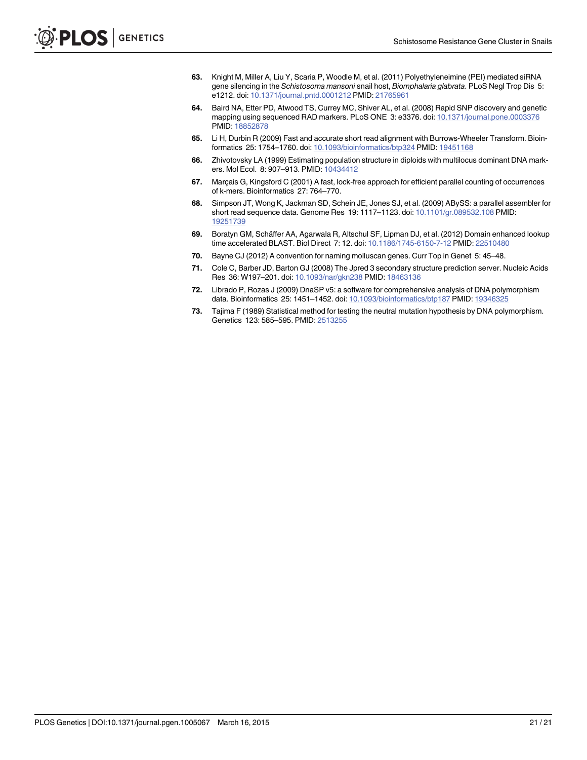63. Knight M, Miller A, Liu Y, Scaria P, Woodle M, et al. (2011) Polyethyleneimine (PEI) mediated siRNA gene silencing in the *Schistosoma mansoni* snail host, *Biomphalaria glabrata*. PLoS Negl Trop Dis 5: e1212. doi: 10.1371/journal.pntd.0001212 PMID: 21765961

64. Baird NA, Etter PD, Atwood TS, Currey MC, Shiver AL, et al. (2008) Rapid SNP discovery and genetic mapping using sequenced RAD markers. PLoS ONE 3: e3376. doi: 10.1371/journal.pone.0003376 PMID: 18852878

65. Li H, Durbin R (2009) Fast and accurate short read alignment with Burrows-Wheeler Transform. Bioinformatics 25: 1754–1760. doi: 10.1093/bioinformatics/btp324 PMID: 19451168

66. Zhivotovsky LA (1999) Estimating population structure in diploids with multilocus dominant DNA markers. Mol Ecol. 8: 907–913. PMID: 10434412

67. Marçais G, Kingsford C (2001) A fast, lock-free approach for efficient parallel counting of occurrences of k-mers. Bioinformatics 27: 764–770.

68. Simpson JT, Wong K, Jackman SD, Schein JE, Jones SJ, et al. (2009) ABySS: a parallel assembler for short read sequence data. Genome Res 19: 1117–1123. doi: 10.1101/gr.089532.108 PMID: 19251739

69. Boratyn GM, Schäffer AA, Agarwala R, Altschul SF, Lipman DJ, et al. (2012) Domain enhanced lookup time accelerated BLAST. Biol Direct 7: 12. doi: 10.1186/1745-6150-7-12 PMID: 22510480

70. Bayne CJ (2012) A convention for naming molluscan genes. Curr Top in Genet 5: 45–48.

71. Cole C, Barber JD, Barton GJ (2008) The Jpred 3 secondary structure prediction server. Nucleic Acids Res 36: W197–201. doi: 10.1093/nar/gkn238 PMID: 18463136

72. Librado P, Rozas J (2009) DnaSP v5: a software for comprehensive analysis of DNA polymorphism data. Bioinformatics 25: 1451–1452. doi: 10.1093/bioinformatics/btp187 PMID: 19346325

73. Tajima F (1989) Statistical method for testing the neutral mutation hypothesis by DNA polymorphism. Genetics 123: 585–595. PMID: 2513255